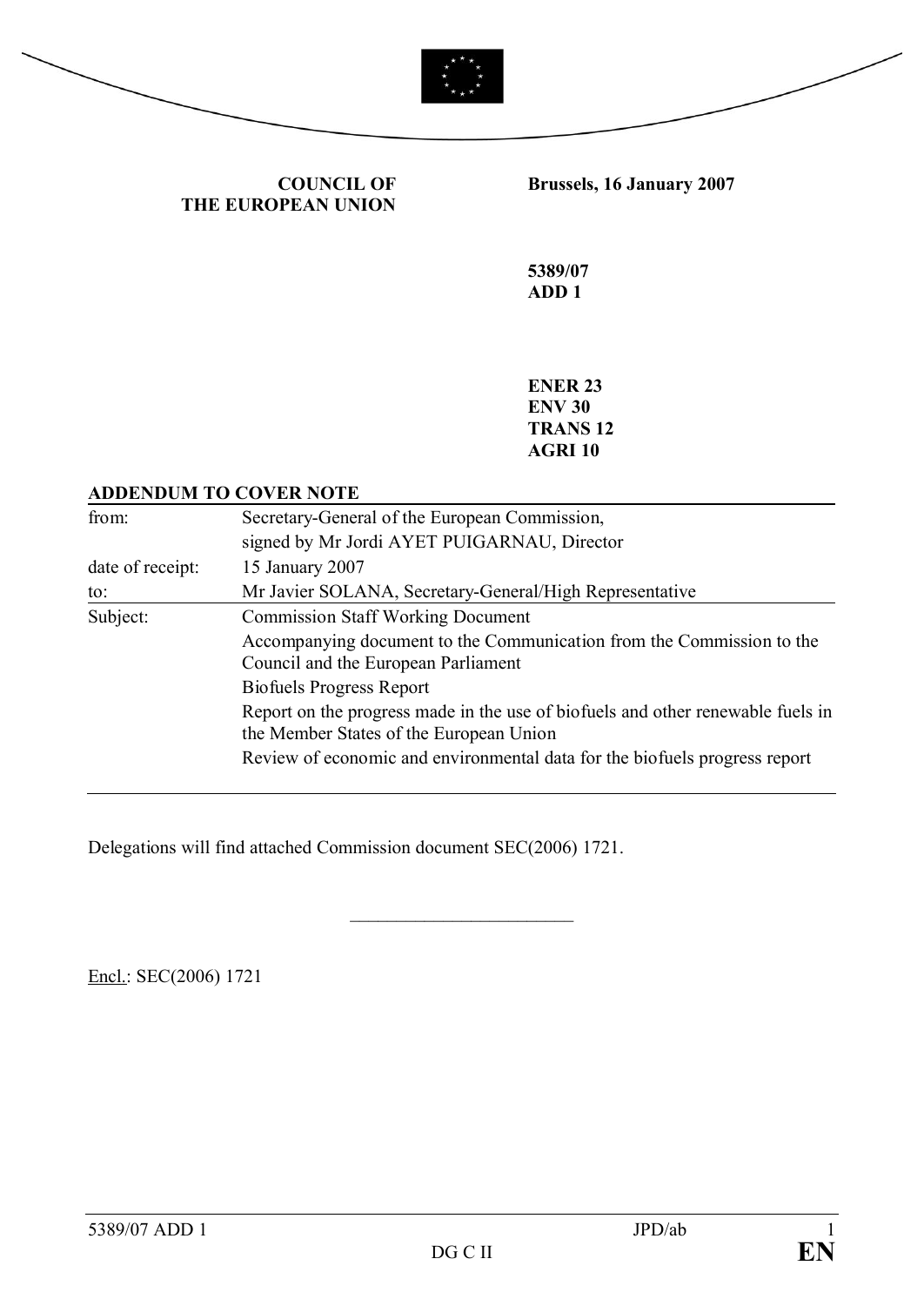**COUNCIL OF THE EUROPEAN UNION**

**Brussels, 16 January 2007**

**5389/07**
**ADD 1**

**ENER 23**
**ENV 30**
**TRANS 12**
**AGRI 10**

**ADDENDUM TO COVER NOTE**

| | |
|---|---|
| from: | Secretary-General of the European Commission, signed by Mr Jordi AYET PUIGARNAU, Director |
| date of receipt: | 15 January 2007 |
| to: | Mr Javier SOLANA, Secretary-General/High Representative |
| Subject: | Commission Staff Working Document<br>Accompanying document to the Communication from the Commission to the Council and the European Parliament<br>Biofuels Progress Report<br>Report on the progress made in the use of biofuels and other renewable fuels in the Member States of the European Union<br>Review of economic and environmental data for the biofuels progress report |

Delegations will find attached Commission document SEC(2006) 1721.

---

Encl.: SEC(2006) 1721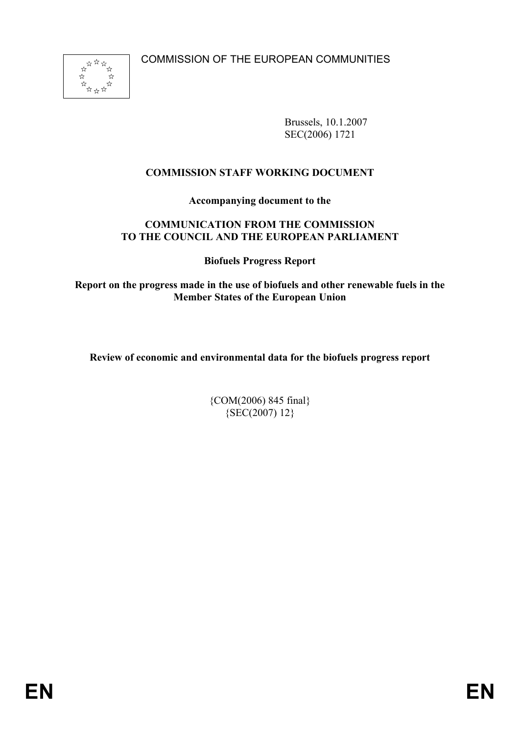COMMISSION OF THE EUROPEAN COMMUNITIES

Brussels, 10.1.2007
SEC(2006) 1721

**COMMISSION STAFF WORKING DOCUMENT**

**Accompanying document to the**

**COMMUNICATION FROM THE COMMISSION TO THE COUNCIL AND THE EUROPEAN PARLIAMENT**

**Biofuels Progress Report**

**Report on the progress made in the use of biofuels and other renewable fuels in the Member States of the European Union**

**Review of economic and environmental data for the biofuels progress report**

{COM(2006) 845 final}
{SEC(2007) 12}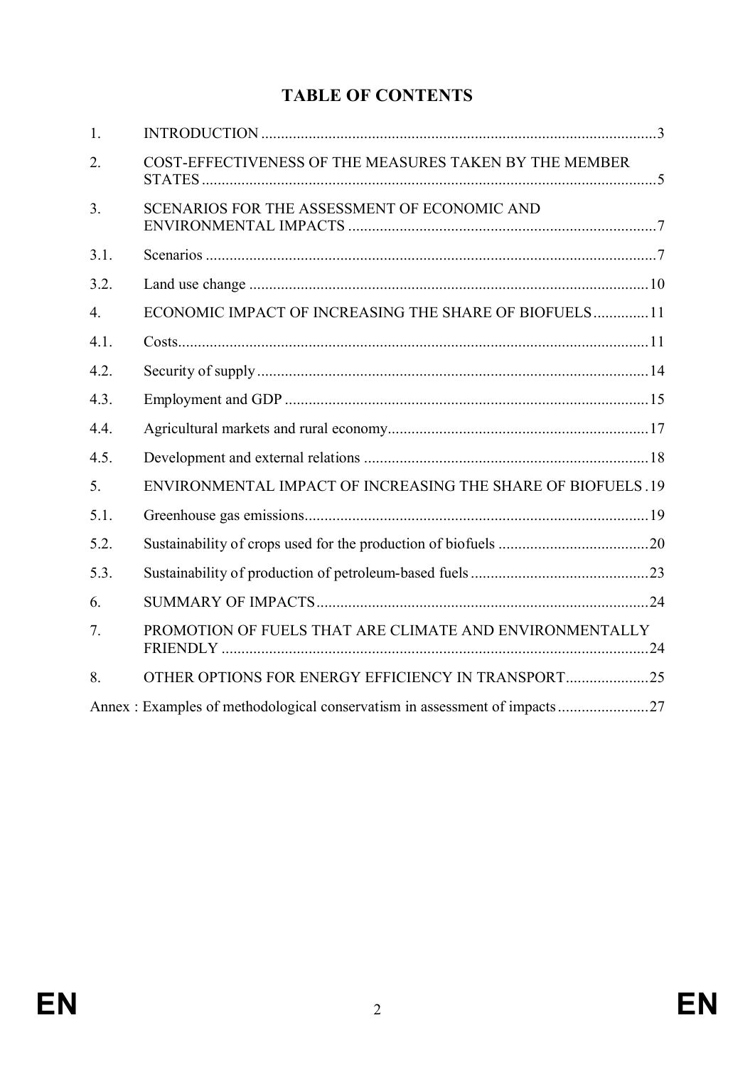# TABLE OF CONTENTS

| | | |
|---|---|---|
| 1. | INTRODUCTION | 3 |
| 2. | COST-EFFECTIVENESS OF THE MEASURES TAKEN BY THE MEMBER STATES | 5 |
| 3. | SCENARIOS FOR THE ASSESSMENT OF ECONOMIC AND ENVIRONMENTAL IMPACTS | 7 |
| 3.1. | Scenarios | 7 |
| 3.2. | Land use change | 10 |
| 4. | ECONOMIC IMPACT OF INCREASING THE SHARE OF BIOFUELS | 11 |
| 4.1. | Costs | 11 |
| 4.2. | Security of supply | 14 |
| 4.3. | Employment and GDP | 15 |
| 4.4. | Agricultural markets and rural economy | 17 |
| 4.5. | Development and external relations | 18 |
| 5. | ENVIRONMENTAL IMPACT OF INCREASING THE SHARE OF BIOFUELS | 19 |
| 5.1. | Greenhouse gas emissions | 19 |
| 5.2. | Sustainability of crops used for the production of biofuels | 20 |
| 5.3. | Sustainability of production of petroleum-based fuels | 23 |
| 6. | SUMMARY OF IMPACTS | 24 |
| 7. | PROMOTION OF FUELS THAT ARE CLIMATE AND ENVIRONMENTALLY FRIENDLY | 24 |
| 8. | OTHER OPTIONS FOR ENERGY EFFICIENCY IN TRANSPORT | 25 |
| Annex : | Examples of methodological conservatism in assessment of impacts | 27 |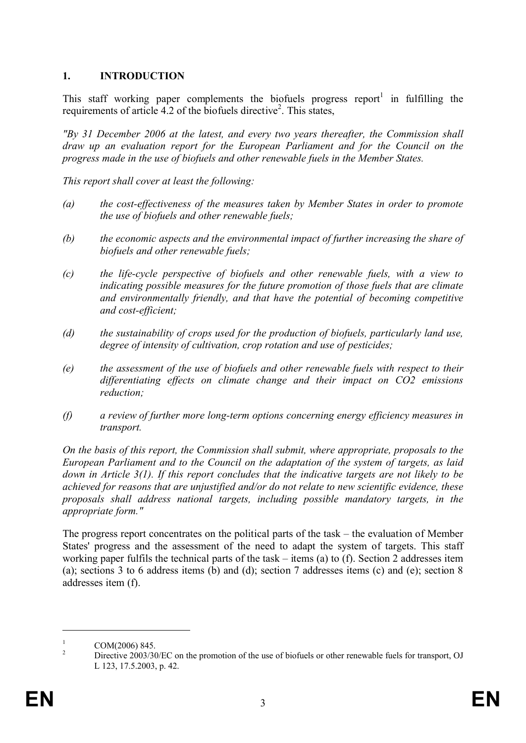# 1. INTRODUCTION

This staff working paper complements the biofuels progress report[1] in fulfilling the requirements of article 4.2 of the biofuels directive[2]. This states,

*"By 31 December 2006 at the latest, and every two years thereafter, the Commission shall draw up an evaluation report for the European Parliament and for the Council on the progress made in the use of biofuels and other renewable fuels in the Member States.*

*This report shall cover at least the following:*

*(a) the cost-effectiveness of the measures taken by Member States in order to promote the use of biofuels and other renewable fuels;*

*(b) the economic aspects and the environmental impact of further increasing the share of biofuels and other renewable fuels;*

*(c) the life-cycle perspective of biofuels and other renewable fuels, with a view to indicating possible measures for the future promotion of those fuels that are climate and environmentally friendly, and that have the potential of becoming competitive and cost-efficient;*

*(d) the sustainability of crops used for the production of biofuels, particularly land use, degree of intensity of cultivation, crop rotation and use of pesticides;*

*(e) the assessment of the use of biofuels and other renewable fuels with respect to their differentiating effects on climate change and their impact on CO2 emissions reduction;*

*(f) a review of further more long-term options concerning energy efficiency measures in transport.*

*On the basis of this report, the Commission shall submit, where appropriate, proposals to the European Parliament and to the Council on the adaptation of the system of targets, as laid down in Article 3(1). If this report concludes that the indicative targets are not likely to be achieved for reasons that are unjustified and/or do not relate to new scientific evidence, these proposals shall address national targets, including possible mandatory targets, in the appropriate form."*

The progress report concentrates on the political parts of the task – the evaluation of Member States' progress and the assessment of the need to adapt the system of targets. This staff working paper fulfils the technical parts of the task – items (a) to (f). Section 2 addresses item (a); sections 3 to 6 address items (b) and (d); section 7 addresses items (c) and (e); section 8 addresses item (f).

---

[1] COM(2006) 845.

[2] Directive 2003/30/EC on the promotion of the use of biofuels or other renewable fuels for transport, OJ L 123, 17.5.2003, p. 42.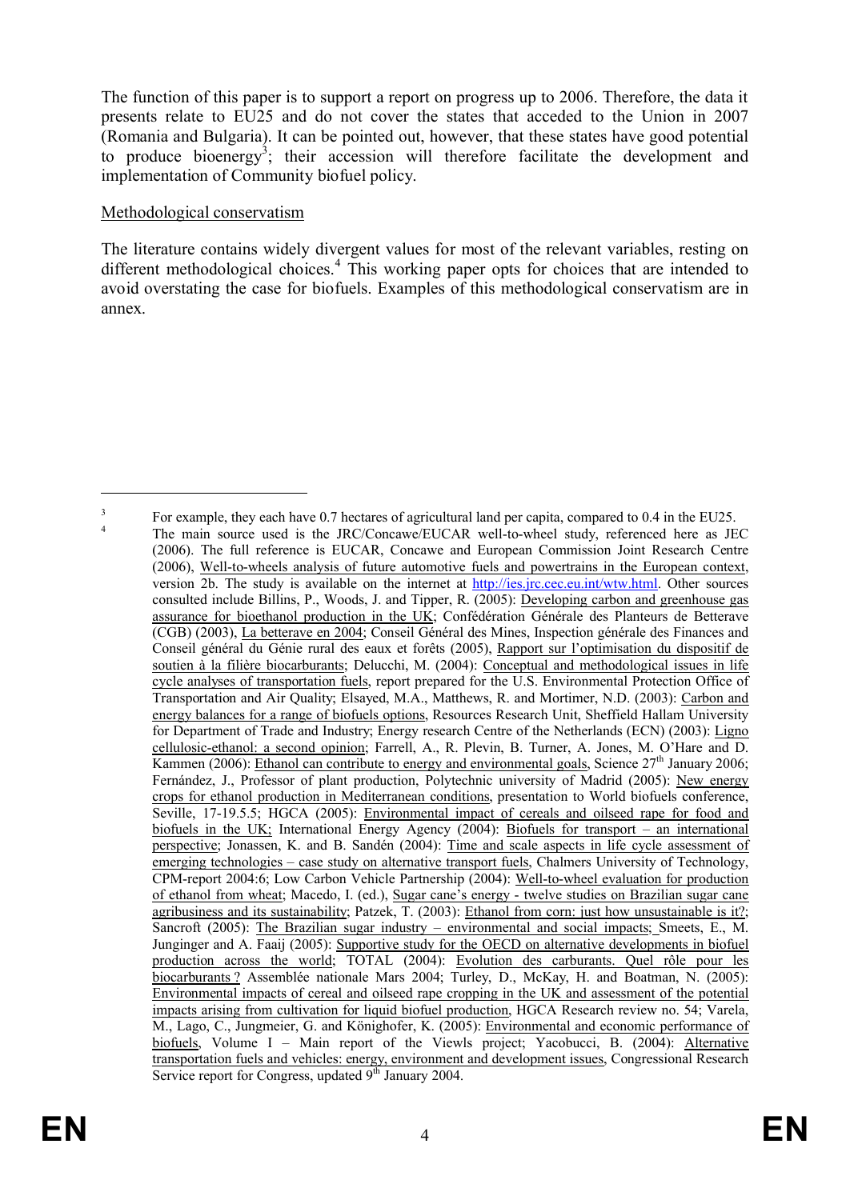The function of this paper is to support a report on progress up to 2006. Therefore, the data it presents relate to EU25 and do not cover the states that acceded to the Union in 2007 (Romania and Bulgaria). It can be pointed out, however, that these states have good potential to produce bioenergy[3]; their accession will therefore facilitate the development and implementation of Community biofuel policy.

Methodological conservatism

The literature contains widely divergent values for most of the relevant variables, resting on different methodological choices.[4] This working paper opts for choices that are intended to avoid overstating the case for biofuels. Examples of this methodological conservatism are in annex.

---

[3] For example, they each have 0.7 hectares of agricultural land per capita, compared to 0.4 in the EU25.

[4] The main source used is the JRC/Concawe/EUCAR well-to-wheel study, referenced here as JEC (2006). The full reference is EUCAR, Concawe and European Commission Joint Research Centre (2006), Well-to-wheels analysis of future automotive fuels and powertrains in the European context, version 2b. The study is available on the internet at http://ies.jrc.cec.eu.int/wtw.html. Other sources consulted include Billins, P., Woods, J. and Tipper, R. (2005): Developing carbon and greenhouse gas assurance for bioethanol production in the UK; Confédération Générale des Planteurs de Betterave (CGB) (2003), La betterave en 2004; Conseil Général des Mines, Inspection générale des Finances and Conseil général du Génie rural des eaux et forêts (2005), Rapport sur l'optimisation du dispositif de soutien à la filière biocarburants; Delucchi, M. (2004): Conceptual and methodological issues in life cycle analyses of transportation fuels, report prepared for the U.S. Environmental Protection Office of Transportation and Air Quality; Elsayed, M.A., Matthews, R. and Mortimer, N.D. (2003): Carbon and energy balances for a range of biofuels options, Resources Research Unit, Sheffield Hallam University for Department of Trade and Industry; Energy research Centre of the Netherlands (ECN) (2003): Ligno cellulosic-ethanol: a second opinion; Farrell, A., R. Plevin, B. Turner, A. Jones, M. O'Hare and D. Kammen (2006): Ethanol can contribute to energy and environmental goals, Science 27th January 2006; Fernández, J., Professor of plant production, Polytechnic university of Madrid (2005): New energy crops for ethanol production in Mediterranean conditions, presentation to World biofuels conference, Seville, 17-19.5.5; HGCA (2005): Environmental impact of cereals and oilseed rape for food and biofuels in the UK; International Energy Agency (2004): Biofuels for transport – an international perspective; Jonassen, K. and B. Sandén (2004): Time and scale aspects in life cycle assessment of emerging technologies – case study on alternative transport fuels, Chalmers University of Technology, CPM-report 2004:6; Low Carbon Vehicle Partnership (2004): Well-to-wheel evaluation for production of ethanol from wheat; Macedo, I. (ed.), Sugar cane's energy - twelve studies on Brazilian sugar cane agribusiness and its sustainability; Patzek, T. (2003): Ethanol from corn: just how unsustainable is it?; Sancroft (2005): The Brazilian sugar industry – environmental and social impacts; Smeets, E., M. Junginger and A. Faaij (2005): Supportive study for the OECD on alternative developments in biofuel production across the world; TOTAL (2004): Evolution des carburants. Quel rôle pour les biocarburants ? Assemblée nationale Mars 2004; Turley, D., McKay, H. and Boatman, N. (2005): Environmental impacts of cereal and oilseed rape cropping in the UK and assessment of the potential impacts arising from cultivation for liquid biofuel production, HGCA Research review no. 54; Varela, M., Lago, C., Jungmeier, G. and Könighofer, K. (2005): Environmental and economic performance of biofuels, Volume I – Main report of the Viewls project; Yacobucci, B. (2004): Alternative transportation fuels and vehicles: energy, environment and development issues, Congressional Research Service report for Congress, updated 9th January 2004.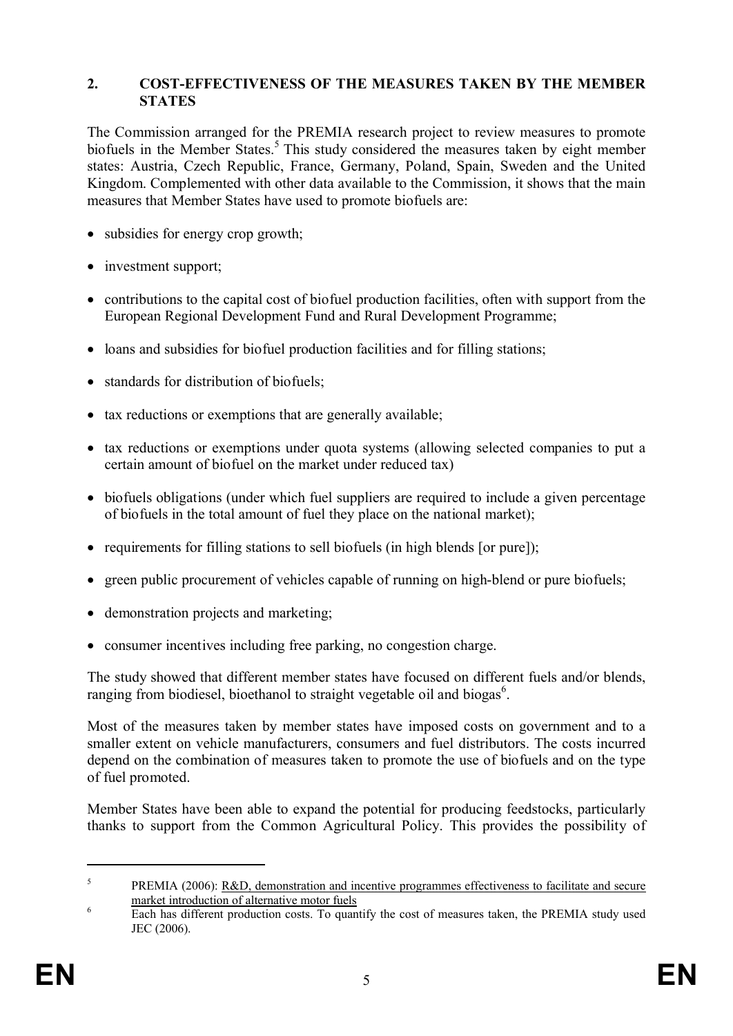## 2. COST-EFFECTIVENESS OF THE MEASURES TAKEN BY THE MEMBER STATES

The Commission arranged for the PREMIA research project to review measures to promote biofuels in the Member States.[5] This study considered the measures taken by eight member states: Austria, Czech Republic, France, Germany, Poland, Spain, Sweden and the United Kingdom. Complemented with other data available to the Commission, it shows that the main measures that Member States have used to promote biofuels are:

- subsidies for energy crop growth;
- investment support;
- contributions to the capital cost of biofuel production facilities, often with support from the European Regional Development Fund and Rural Development Programme;
- loans and subsidies for biofuel production facilities and for filling stations;
- standards for distribution of biofuels;
- tax reductions or exemptions that are generally available;
- tax reductions or exemptions under quota systems (allowing selected companies to put a certain amount of biofuel on the market under reduced tax)
- biofuels obligations (under which fuel suppliers are required to include a given percentage of biofuels in the total amount of fuel they place on the national market);
- requirements for filling stations to sell biofuels (in high blends [or pure]);
- green public procurement of vehicles capable of running on high-blend or pure biofuels;
- demonstration projects and marketing;
- consumer incentives including free parking, no congestion charge.

The study showed that different member states have focused on different fuels and/or blends, ranging from biodiesel, bioethanol to straight vegetable oil and biogas[6].

Most of the measures taken by member states have imposed costs on government and to a smaller extent on vehicle manufacturers, consumers and fuel distributors. The costs incurred depend on the combination of measures taken to promote the use of biofuels and on the type of fuel promoted.

Member States have been able to expand the potential for producing feedstocks, particularly thanks to support from the Common Agricultural Policy. This provides the possibility of

---

[5] PREMIA (2006): R&D, demonstration and incentive programmes effectiveness to facilitate and secure market introduction of alternative motor fuels

[6] Each has different production costs. To quantify the cost of measures taken, the PREMIA study used JEC (2006).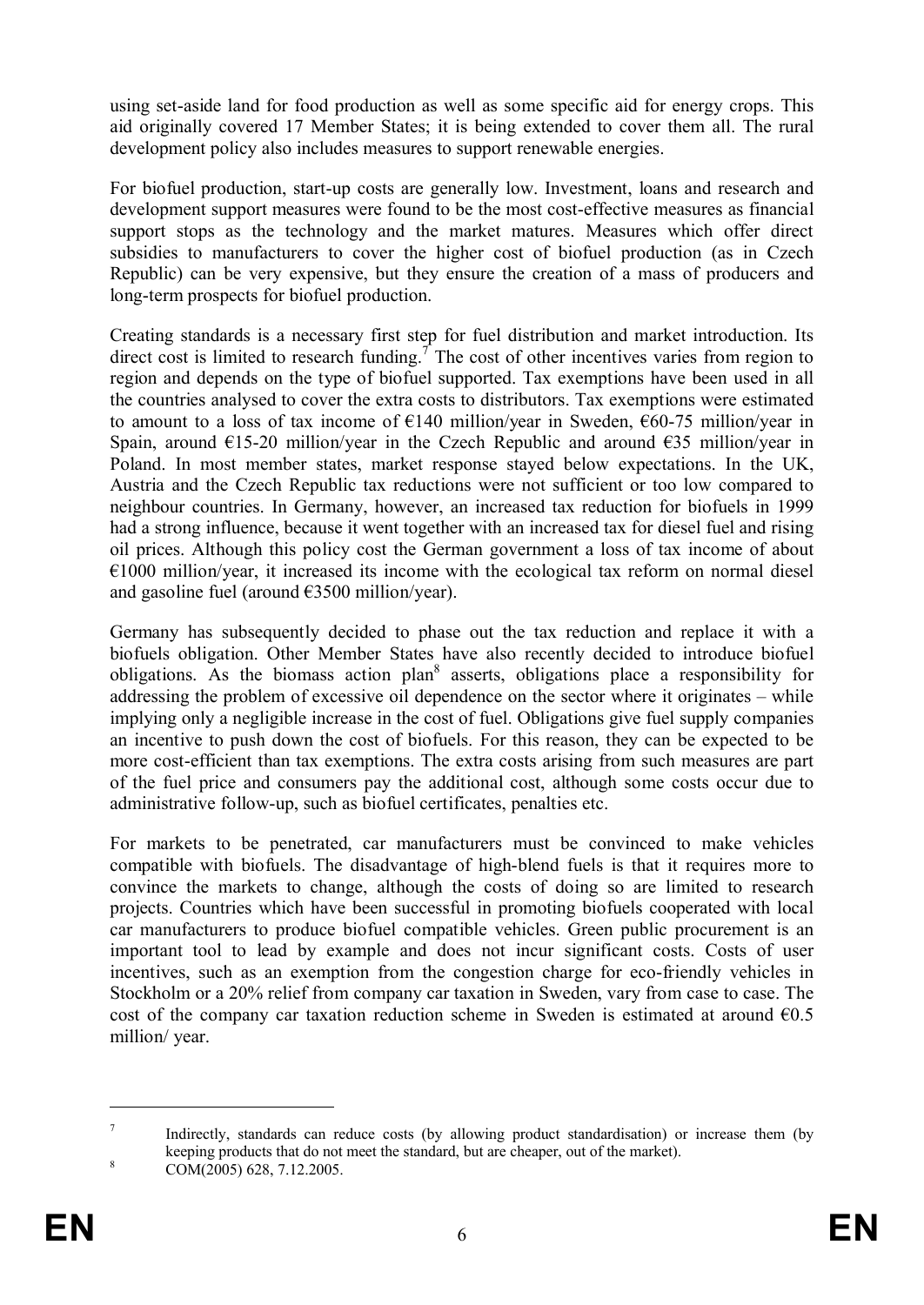using set-aside land for food production as well as some specific aid for energy crops. This aid originally covered 17 Member States; it is being extended to cover them all. The rural development policy also includes measures to support renewable energies.

For biofuel production, start-up costs are generally low. Investment, loans and research and development support measures were found to be the most cost-effective measures as financial support stops as the technology and the market matures. Measures which offer direct subsidies to manufacturers to cover the higher cost of biofuel production (as in Czech Republic) can be very expensive, but they ensure the creation of a mass of producers and long-term prospects for biofuel production.

Creating standards is a necessary first step for fuel distribution and market introduction. Its direct cost is limited to research funding.[7] The cost of other incentives varies from region to region and depends on the type of biofuel supported. Tax exemptions have been used in all the countries analysed to cover the extra costs to distributors. Tax exemptions were estimated to amount to a loss of tax income of €140 million/year in Sweden, €60-75 million/year in Spain, around €15-20 million/year in the Czech Republic and around €35 million/year in Poland. In most member states, market response stayed below expectations. In the UK, Austria and the Czech Republic tax reductions were not sufficient or too low compared to neighbour countries. In Germany, however, an increased tax reduction for biofuels in 1999 had a strong influence, because it went together with an increased tax for diesel fuel and rising oil prices. Although this policy cost the German government a loss of tax income of about €1000 million/year, it increased its income with the ecological tax reform on normal diesel and gasoline fuel (around €3500 million/year).

Germany has subsequently decided to phase out the tax reduction and replace it with a biofuels obligation. Other Member States have also recently decided to introduce biofuel obligations. As the biomass action plan[8] asserts, obligations place a responsibility for addressing the problem of excessive oil dependence on the sector where it originates – while implying only a negligible increase in the cost of fuel. Obligations give fuel supply companies an incentive to push down the cost of biofuels. For this reason, they can be expected to be more cost-efficient than tax exemptions. The extra costs arising from such measures are part of the fuel price and consumers pay the additional cost, although some costs occur due to administrative follow-up, such as biofuel certificates, penalties etc.

For markets to be penetrated, car manufacturers must be convinced to make vehicles compatible with biofuels. The disadvantage of high-blend fuels is that it requires more to convince the markets to change, although the costs of doing so are limited to research projects. Countries which have been successful in promoting biofuels cooperated with local car manufacturers to produce biofuel compatible vehicles. Green public procurement is an important tool to lead by example and does not incur significant costs. Costs of user incentives, such as an exemption from the congestion charge for eco-friendly vehicles in Stockholm or a 20% relief from company car taxation in Sweden, vary from case to case. The cost of the company car taxation reduction scheme in Sweden is estimated at around €0.5 million/ year.

---

[7] Indirectly, standards can reduce costs (by allowing product standardisation) or increase them (by keeping products that do not meet the standard, but are cheaper, out of the market).

[8] COM(2005) 628, 7.12.2005.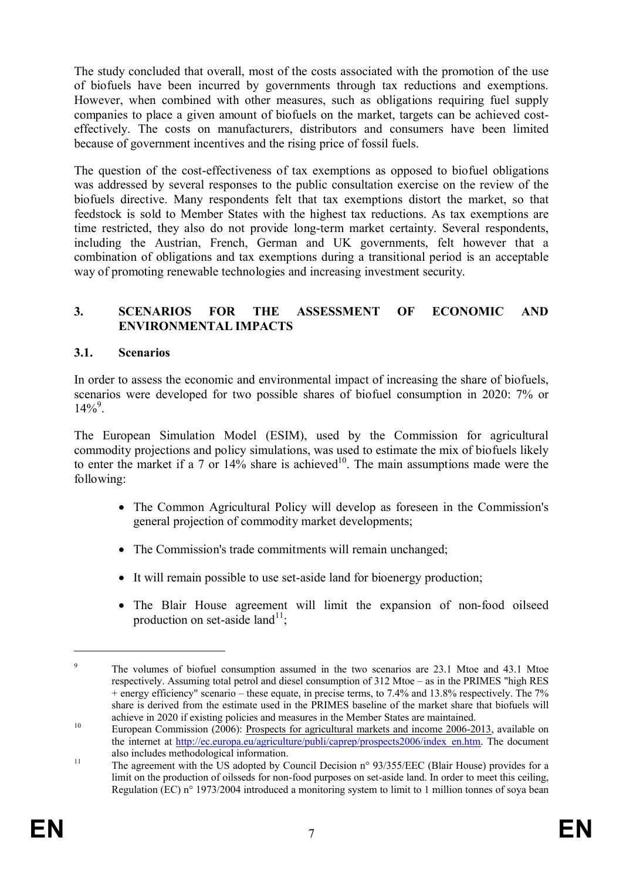The study concluded that overall, most of the costs associated with the promotion of the use of biofuels have been incurred by governments through tax reductions and exemptions. However, when combined with other measures, such as obligations requiring fuel supply companies to place a given amount of biofuels on the market, targets can be achieved cost-effectively. The costs on manufacturers, distributors and consumers have been limited because of government incentives and the rising price of fossil fuels.

The question of the cost-effectiveness of tax exemptions as opposed to biofuel obligations was addressed by several responses to the public consultation exercise on the review of the biofuels directive. Many respondents felt that tax exemptions distort the market, so that feedstock is sold to Member States with the highest tax reductions. As tax exemptions are time restricted, they also do not provide long-term market certainty. Several respondents, including the Austrian, French, German and UK governments, felt however that a combination of obligations and tax exemptions during a transitional period is an acceptable way of promoting renewable technologies and increasing investment security.

## 3. SCENARIOS FOR THE ASSESSMENT OF ECONOMIC AND ENVIRONMENTAL IMPACTS

### 3.1. Scenarios

In order to assess the economic and environmental impact of increasing the share of biofuels, scenarios were developed for two possible shares of biofuel consumption in 2020: 7% or 14%[9].

The European Simulation Model (ESIM), used by the Commission for agricultural commodity projections and policy simulations, was used to estimate the mix of biofuels likely to enter the market if a 7 or 14% share is achieved[10]. The main assumptions made were the following:

- The Common Agricultural Policy will develop as foreseen in the Commission's general projection of commodity market developments;
- The Commission's trade commitments will remain unchanged;
- It will remain possible to use set-aside land for bioenergy production;
- The Blair House agreement will limit the expansion of non-food oilseed production on set-aside land[11];

---

[9] The volumes of biofuel consumption assumed in the two scenarios are 23.1 Mtoe and 43.1 Mtoe respectively. Assuming total petrol and diesel consumption of 312 Mtoe – as in the PRIMES "high RES + energy efficiency" scenario – these equate, in precise terms, to 7.4% and 13.8% respectively. The 7% share is derived from the estimate used in the PRIMES baseline of the market share that biofuels will achieve in 2020 if existing policies and measures in the Member States are maintained.

[10] European Commission (2006): Prospects for agricultural markets and income 2006-2013, available on the internet at http://ec.europa.eu/agriculture/publi/caprep/prospects2006/index_en.htm. The document also includes methodological information.

[11] The agreement with the US adopted by Council Decision n° 93/355/EEC (Blair House) provides for a limit on the production of oilseeds for non-food purposes on set-aside land. In order to meet this ceiling, Regulation (EC) n° 1973/2004 introduced a monitoring system to limit to 1 million tonnes of soya bean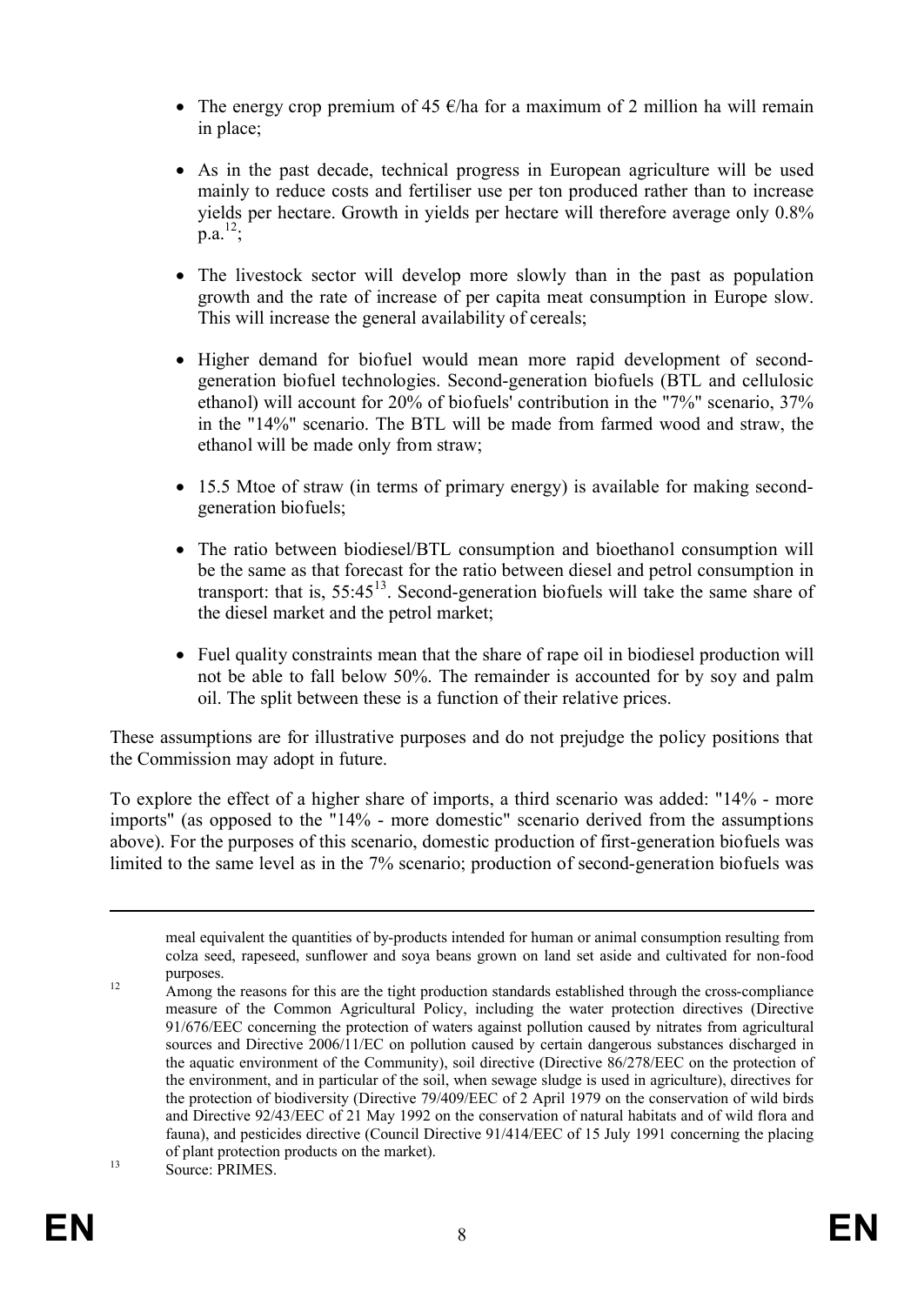- The energy crop premium of 45 €/ha for a maximum of 2 million ha will remain in place;
- As in the past decade, technical progress in European agriculture will be used mainly to reduce costs and fertiliser use per ton produced rather than to increase yields per hectare. Growth in yields per hectare will therefore average only 0.8% p.a.[12];
- The livestock sector will develop more slowly than in the past as population growth and the rate of increase of per capita meat consumption in Europe slow. This will increase the general availability of cereals;
- Higher demand for biofuel would mean more rapid development of second-generation biofuel technologies. Second-generation biofuels (BTL and cellulosic ethanol) will account for 20% of biofuels' contribution in the "7%" scenario, 37% in the "14%" scenario. The BTL will be made from farmed wood and straw, the ethanol will be made only from straw;
- 15.5 Mtoe of straw (in terms of primary energy) is available for making second-generation biofuels;
- The ratio between biodiesel/BTL consumption and bioethanol consumption will be the same as that forecast for the ratio between diesel and petrol consumption in transport: that is, 55:45[13]. Second-generation biofuels will take the same share of the diesel market and the petrol market;
- Fuel quality constraints mean that the share of rape oil in biodiesel production will not be able to fall below 50%. The remainder is accounted for by soy and palm oil. The split between these is a function of their relative prices.

These assumptions are for illustrative purposes and do not prejudge the policy positions that the Commission may adopt in future.

To explore the effect of a higher share of imports, a third scenario was added: "14% - more imports" (as opposed to the "14% - more domestic" scenario derived from the assumptions above). For the purposes of this scenario, domestic production of first-generation biofuels was limited to the same level as in the 7% scenario; production of second-generation biofuels was

---

meal equivalent the quantities of by-products intended for human or animal consumption resulting from colza seed, rapeseed, sunflower and soya beans grown on land set aside and cultivated for non-food purposes.

[12] Among the reasons for this are the tight production standards established through the cross-compliance measure of the Common Agricultural Policy, including the water protection directives (Directive 91/676/EEC concerning the protection of waters against pollution caused by nitrates from agricultural sources and Directive 2006/11/EC on pollution caused by certain dangerous substances discharged in the aquatic environment of the Community), soil directive (Directive 86/278/EEC on the protection of the environment, and in particular of the soil, when sewage sludge is used in agriculture), directives for the protection of biodiversity (Directive 79/409/EEC of 2 April 1979 on the conservation of wild birds and Directive 92/43/EEC of 21 May 1992 on the conservation of natural habitats and of wild flora and fauna), and pesticides directive (Council Directive 91/414/EEC of 15 July 1991 concerning the placing of plant protection products on the market).

[13] Source: PRIMES.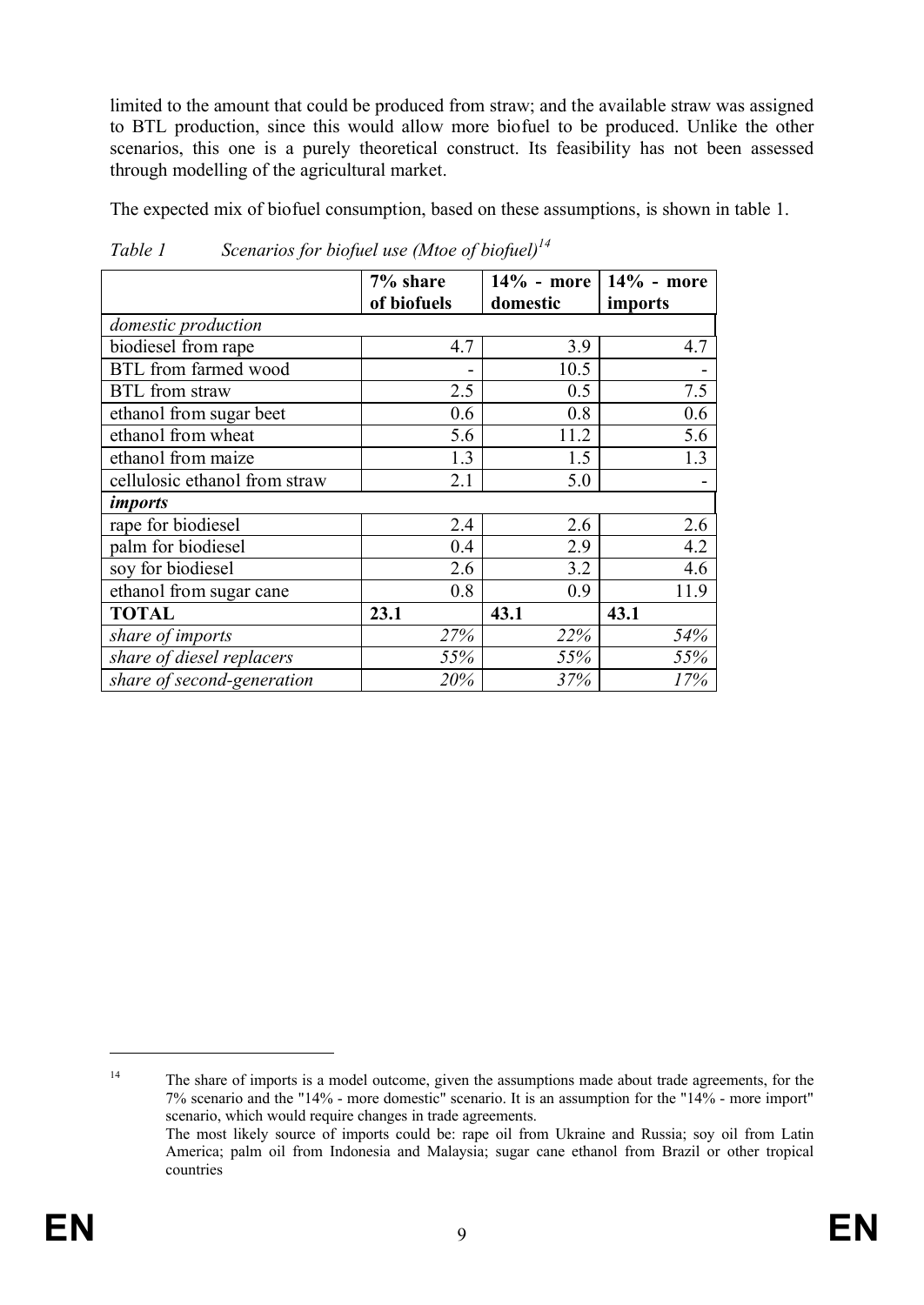limited to the amount that could be produced from straw; and the available straw was assigned to BTL production, since this would allow more biofuel to be produced. Unlike the other scenarios, this one is a purely theoretical construct. Its feasibility has not been assessed through modelling of the agricultural market.

The expected mix of biofuel consumption, based on these assumptions, is shown in table 1.

*Table 1 Scenarios for biofuel use (Mtoe of biofuel)*[14]

| | **7% share of biofuels** | **14% - more domestic** | **14% - more imports** |
|---|---|---|---|
| *domestic production* | | | |
| biodiesel from rape | 4.7 | 3.9 | 4.7 |
| BTL from farmed wood | - | 10.5 | - |
| BTL from straw | 2.5 | 0.5 | 7.5 |
| ethanol from sugar beet | 0.6 | 0.8 | 0.6 |
| ethanol from wheat | 5.6 | 11.2 | 5.6 |
| ethanol from maize | 1.3 | 1.5 | 1.3 |
| cellulosic ethanol from straw | 2.1 | 5.0 | - |
| ***imports*** | | | |
| rape for biodiesel | 2.4 | 2.6 | 2.6 |
| palm for biodiesel | 0.4 | 2.9 | 4.2 |
| soy for biodiesel | 2.6 | 3.2 | 4.6 |
| ethanol from sugar cane | 0.8 | 0.9 | 11.9 |
| **TOTAL** | **23.1** | **43.1** | **43.1** |
| *share of imports* | *27%* | *22%* | *54%* |
| *share of diesel replacers* | *55%* | *55%* | *55%* |
| *share of second-generation* | *20%* | *37%* | *17%* |

[14] The share of imports is a model outcome, given the assumptions made about trade agreements, for the 7% scenario and the "14% - more domestic" scenario. It is an assumption for the "14% - more import" scenario, which would require changes in trade agreements.
The most likely source of imports could be: rape oil from Ukraine and Russia; soy oil from Latin America; palm oil from Indonesia and Malaysia; sugar cane ethanol from Brazil or other tropical countries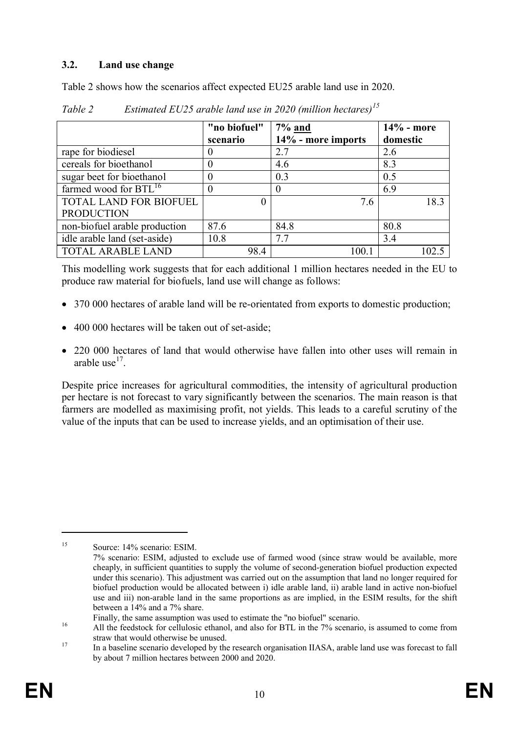### 3.2. Land use change

Table 2 shows how the scenarios affect expected EU25 arable land use in 2020.

*Table 2 Estimated EU25 arable land use in 2020 (million hectares)*[15]

| | "no biofuel" scenario | 7% and 14% - more imports | 14% - more domestic |
|---|---|---|---|
| rape for biodiesel | 0 | 2.7 | 2.6 |
| cereals for bioethanol | 0 | 4.6 | 8.3 |
| sugar beet for bioethanol | 0 | 0.3 | 0.5 |
| farmed wood for BTL[16] | 0 | 0 | 6.9 |
| TOTAL LAND FOR BIOFUEL PRODUCTION | 0 | 7.6 | 18.3 |
| non-biofuel arable production | 87.6 | 84.8 | 80.8 |
| idle arable land (set-aside) | 10.8 | 7.7 | 3.4 |
| TOTAL ARABLE LAND | 98.4 | 100.1 | 102.5 |

This modelling work suggests that for each additional 1 million hectares needed in the EU to produce raw material for biofuels, land use will change as follows:

- 370 000 hectares of arable land will be re-orientated from exports to domestic production;
- 400 000 hectares will be taken out of set-aside;
- 220 000 hectares of land that would otherwise have fallen into other uses will remain in arable use[17].

Despite price increases for agricultural commodities, the intensity of agricultural production per hectare is not forecast to vary significantly between the scenarios. The main reason is that farmers are modelled as maximising profit, not yields. This leads to a careful scrutiny of the value of the inputs that can be used to increase yields, and an optimisation of their use.

---

[15] Source: 14% scenario: ESIM.
7% scenario: ESIM, adjusted to exclude use of farmed wood (since straw would be available, more cheaply, in sufficient quantities to supply the volume of second-generation biofuel production expected under this scenario). This adjustment was carried out on the assumption that land no longer required for biofuel production would be allocated between i) idle arable land, ii) arable land in active non-biofuel use and iii) non-arable land in the same proportions as are implied, in the ESIM results, for the shift between a 14% and a 7% share.
Finally, the same assumption was used to estimate the "no biofuel" scenario.

[16] All the feedstock for cellulosic ethanol, and also for BTL in the 7% scenario, is assumed to come from straw that would otherwise be unused.

[17] In a baseline scenario developed by the research organisation IIASA, arable land use was forecast to fall by about 7 million hectares between 2000 and 2020.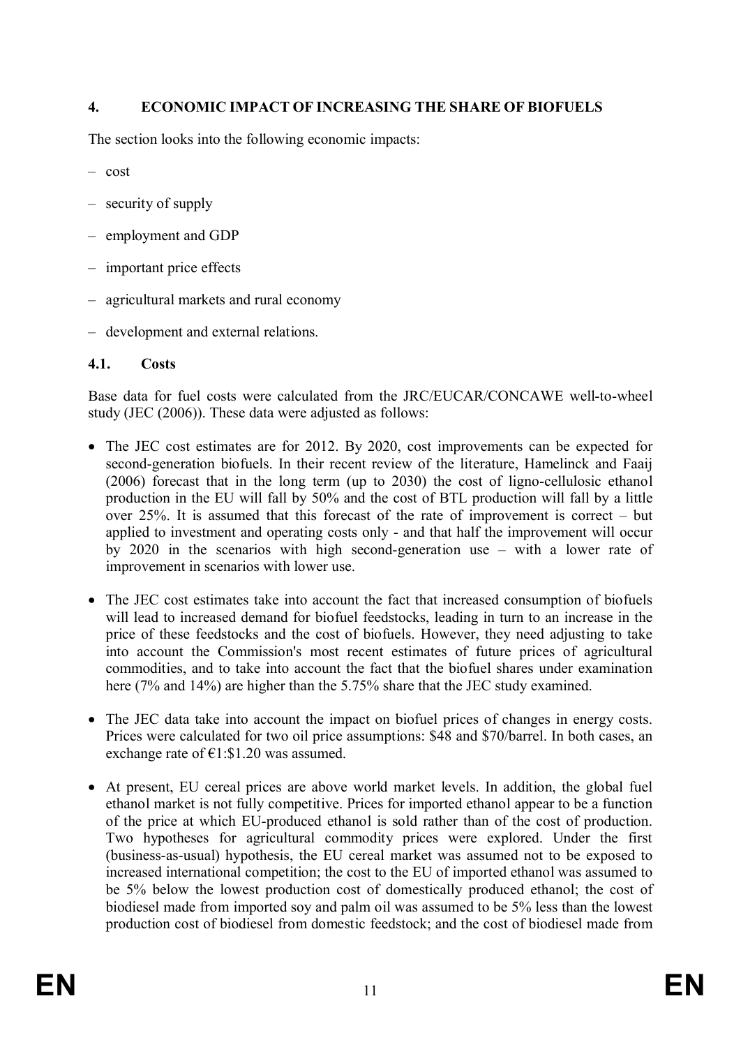## 4. ECONOMIC IMPACT OF INCREASING THE SHARE OF BIOFUELS

The section looks into the following economic impacts:

– cost

– security of supply

– employment and GDP

– important price effects

– agricultural markets and rural economy

– development and external relations.

### 4.1. Costs

Base data for fuel costs were calculated from the JRC/EUCAR/CONCAWE well-to-wheel study (JEC (2006)). These data were adjusted as follows:

- The JEC cost estimates are for 2012. By 2020, cost improvements can be expected for second-generation biofuels. In their recent review of the literature, Hamelinck and Faaij (2006) forecast that in the long term (up to 2030) the cost of ligno-cellulosic ethanol production in the EU will fall by 50% and the cost of BTL production will fall by a little over 25%. It is assumed that this forecast of the rate of improvement is correct – but applied to investment and operating costs only - and that half the improvement will occur by 2020 in the scenarios with high second-generation use – with a lower rate of improvement in scenarios with lower use.

- The JEC cost estimates take into account the fact that increased consumption of biofuels will lead to increased demand for biofuel feedstocks, leading in turn to an increase in the price of these feedstocks and the cost of biofuels. However, they need adjusting to take into account the Commission's most recent estimates of future prices of agricultural commodities, and to take into account the fact that the biofuel shares under examination here (7% and 14%) are higher than the 5.75% share that the JEC study examined.

- The JEC data take into account the impact on biofuel prices of changes in energy costs. Prices were calculated for two oil price assumptions: \$48 and \$70/barrel. In both cases, an exchange rate of €1:\$1.20 was assumed.

- At present, EU cereal prices are above world market levels. In addition, the global fuel ethanol market is not fully competitive. Prices for imported ethanol appear to be a function of the price at which EU-produced ethanol is sold rather than of the cost of production. Two hypotheses for agricultural commodity prices were explored. Under the first (business-as-usual) hypothesis, the EU cereal market was assumed not to be exposed to increased international competition; the cost to the EU of imported ethanol was assumed to be 5% below the lowest production cost of domestically produced ethanol; the cost of biodiesel made from imported soy and palm oil was assumed to be 5% less than the lowest production cost of biodiesel from domestic feedstock; and the cost of biodiesel made from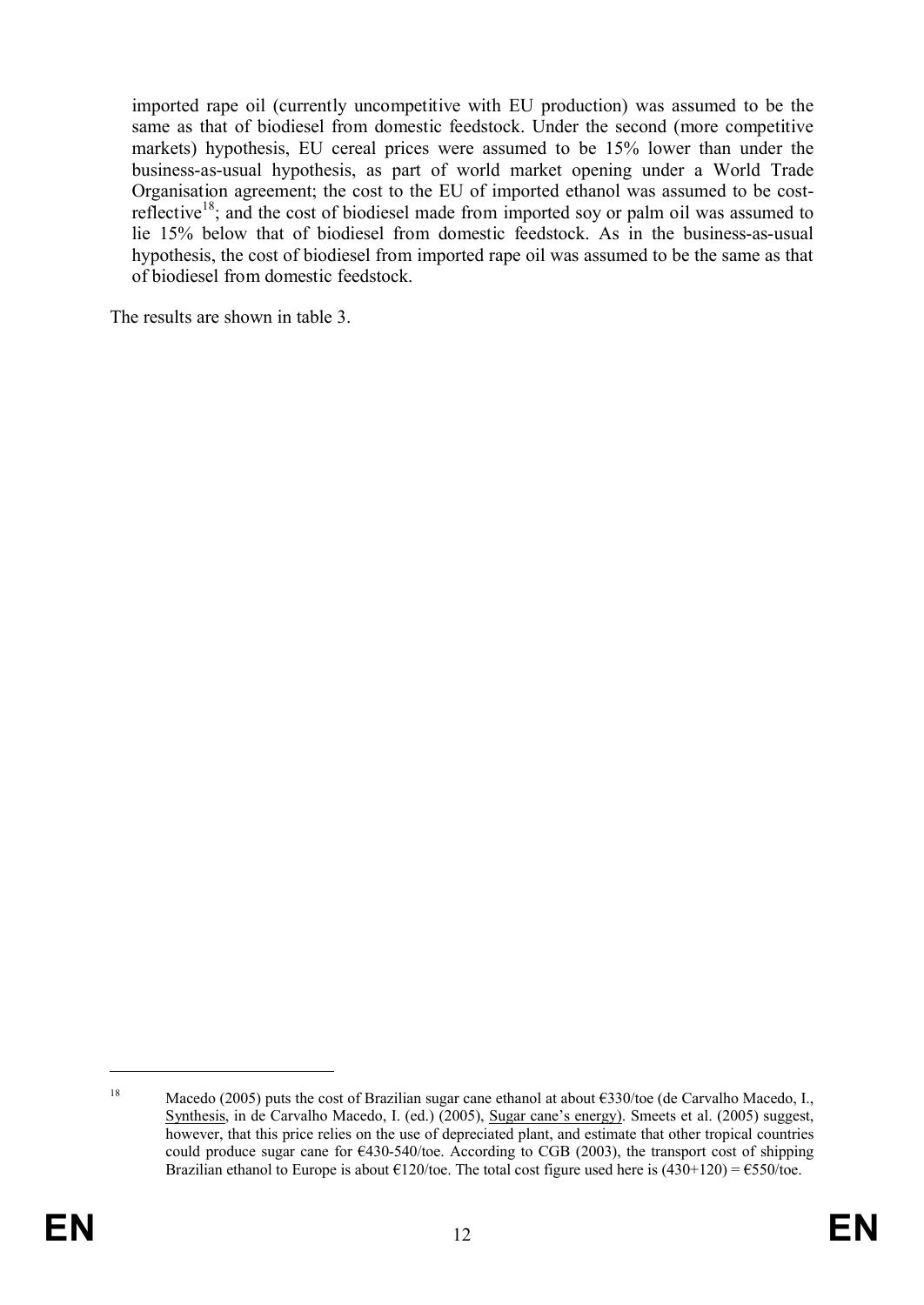imported rape oil (currently uncompetitive with EU production) was assumed to be the same as that of biodiesel from domestic feedstock. Under the second (more competitive markets) hypothesis, EU cereal prices were assumed to be 15% lower than under the business-as-usual hypothesis, as part of world market opening under a World Trade Organisation agreement; the cost to the EU of imported ethanol was assumed to be cost-reflective[18]; and the cost of biodiesel made from imported soy or palm oil was assumed to lie 15% below that of biodiesel from domestic feedstock. As in the business-as-usual hypothesis, the cost of biodiesel from imported rape oil was assumed to be the same as that of biodiesel from domestic feedstock.

The results are shown in table 3.

---

[18] Macedo (2005) puts the cost of Brazilian sugar cane ethanol at about €330/toe (de Carvalho Macedo, I., Synthesis, in de Carvalho Macedo, I. (ed.) (2005), Sugar cane's energy). Smeets et al. (2005) suggest, however, that this price relies on the use of depreciated plant, and estimate that other tropical countries could produce sugar cane for €430-540/toe. According to CGB (2003), the transport cost of shipping Brazilian ethanol to Europe is about €120/toe. The total cost figure used here is (430+120) = €550/toe.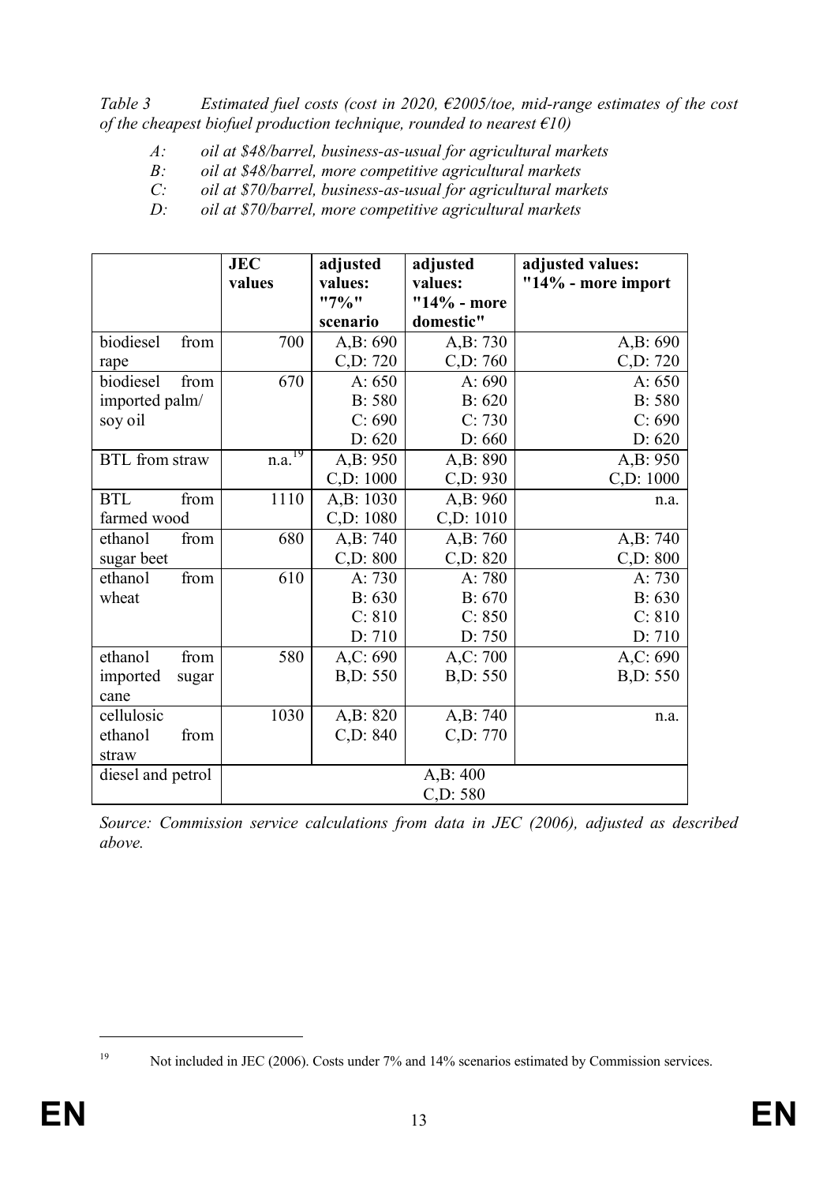*Table 3 Estimated fuel costs (cost in 2020, €2005/toe, mid-range estimates of the cost of the cheapest biofuel production technique, rounded to nearest €10)*

*A: oil at $48/barrel, business-as-usual for agricultural markets*
*B: oil at $48/barrel, more competitive agricultural markets*
*C: oil at $70/barrel, business-as-usual for agricultural markets*
*D: oil at $70/barrel, more competitive agricultural markets*

| | **JEC values** | **adjusted values: "7%" scenario** | **adjusted values: "14% - more domestic"** | **adjusted values: "14% - more import** |
|---|---|---|---|---|
| biodiesel from rape | 700 | A,B: 690<br>C,D: 720 | A,B: 730<br>C,D: 760 | A,B: 690<br>C,D: 720 |
| biodiesel from imported palm/ soy oil | 670 | A: 650<br>B: 580<br>C: 690<br>D: 620 | A: 690<br>B: 620<br>C: 730<br>D: 660 | A: 650<br>B: 580<br>C: 690<br>D: 620 |
| BTL from straw | n.a.[19] | A,B: 950<br>C,D: 1000 | A,B: 890<br>C,D: 930 | A,B: 950<br>C,D: 1000 |
| BTL from farmed wood | 1110 | A,B: 1030<br>C,D: 1080 | A,B: 960<br>C,D: 1010 | n.a. |
| ethanol from sugar beet | 680 | A,B: 740<br>C,D: 800 | A,B: 760<br>C,D: 820 | A,B: 740<br>C,D: 800 |
| ethanol from wheat | 610 | A: 730<br>B: 630<br>C: 810<br>D: 710 | A: 780<br>B: 670<br>C: 850<br>D: 750 | A: 730<br>B: 630<br>C: 810<br>D: 710 |
| ethanol from imported sugar cane | 580 | A,C: 690<br>B,D: 550 | A,C: 700<br>B,D: 550 | A,C: 690<br>B,D: 550 |
| cellulosic ethanol from straw | 1030 | A,B: 820<br>C,D: 840 | A,B: 740<br>C,D: 770 | n.a. |
| diesel and petrol | A,B: 400<br>C,D: 580 | | | |

*Source: Commission service calculations from data in JEC (2006), adjusted as described above.*

[19] Not included in JEC (2006). Costs under 7% and 14% scenarios estimated by Commission services.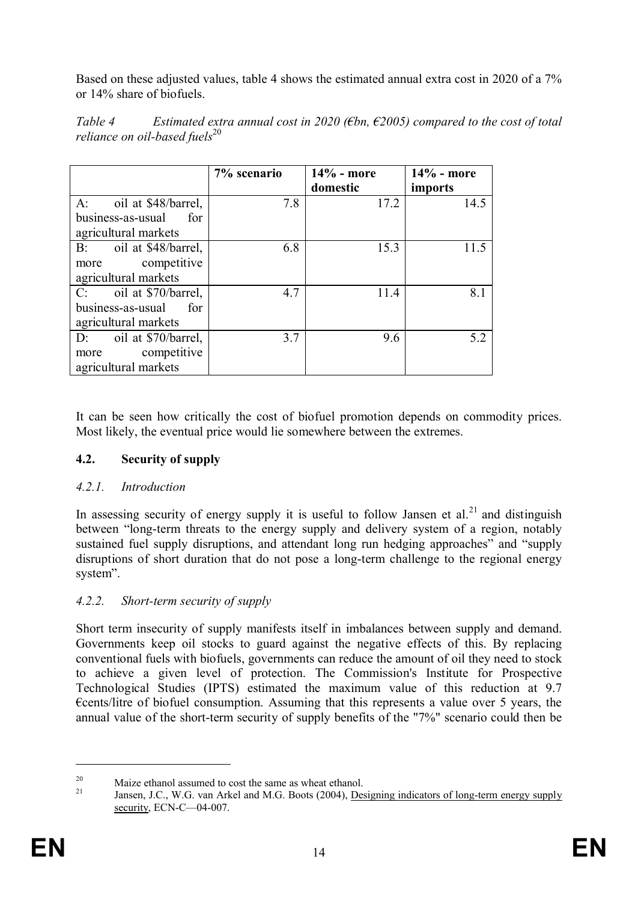Based on these adjusted values, table 4 shows the estimated annual extra cost in 2020 of a 7% or 14% share of biofuels.

*Table 4 Estimated extra annual cost in 2020 (€bn, €2005) compared to the cost of total reliance on oil-based fuels*[20]

| | 7% scenario | 14% - more domestic | 14% - more imports |
|---|---|---|---|
| A: oil at $48/barrel, business-as-usual for agricultural markets | 7.8 | 17.2 | 14.5 |
| B: oil at $48/barrel, more competitive agricultural markets | 6.8 | 15.3 | 11.5 |
| C: oil at $70/barrel, business-as-usual for agricultural markets | 4.7 | 11.4 | 8.1 |
| D: oil at $70/barrel, more competitive agricultural markets | 3.7 | 9.6 | 5.2 |

It can be seen how critically the cost of biofuel promotion depends on commodity prices. Most likely, the eventual price would lie somewhere between the extremes.

### 4.2. Security of supply

#### *4.2.1. Introduction*

In assessing security of energy supply it is useful to follow Jansen et al.[21] and distinguish between "long-term threats to the energy supply and delivery system of a region, notably sustained fuel supply disruptions, and attendant long run hedging approaches" and "supply disruptions of short duration that do not pose a long-term challenge to the regional energy system".

#### *4.2.2. Short-term security of supply*

Short term insecurity of supply manifests itself in imbalances between supply and demand. Governments keep oil stocks to guard against the negative effects of this. By replacing conventional fuels with biofuels, governments can reduce the amount of oil they need to stock to achieve a given level of protection. The Commission's Institute for Prospective Technological Studies (IPTS) estimated the maximum value of this reduction at 9.7 €cents/litre of biofuel consumption. Assuming that this represents a value over 5 years, the annual value of the short-term security of supply benefits of the "7%" scenario could then be

---

[20] Maize ethanol assumed to cost the same as wheat ethanol.

[21] Jansen, J.C., W.G. van Arkel and M.G. Boots (2004), Designing indicators of long-term energy supply security, ECN-C—04-007.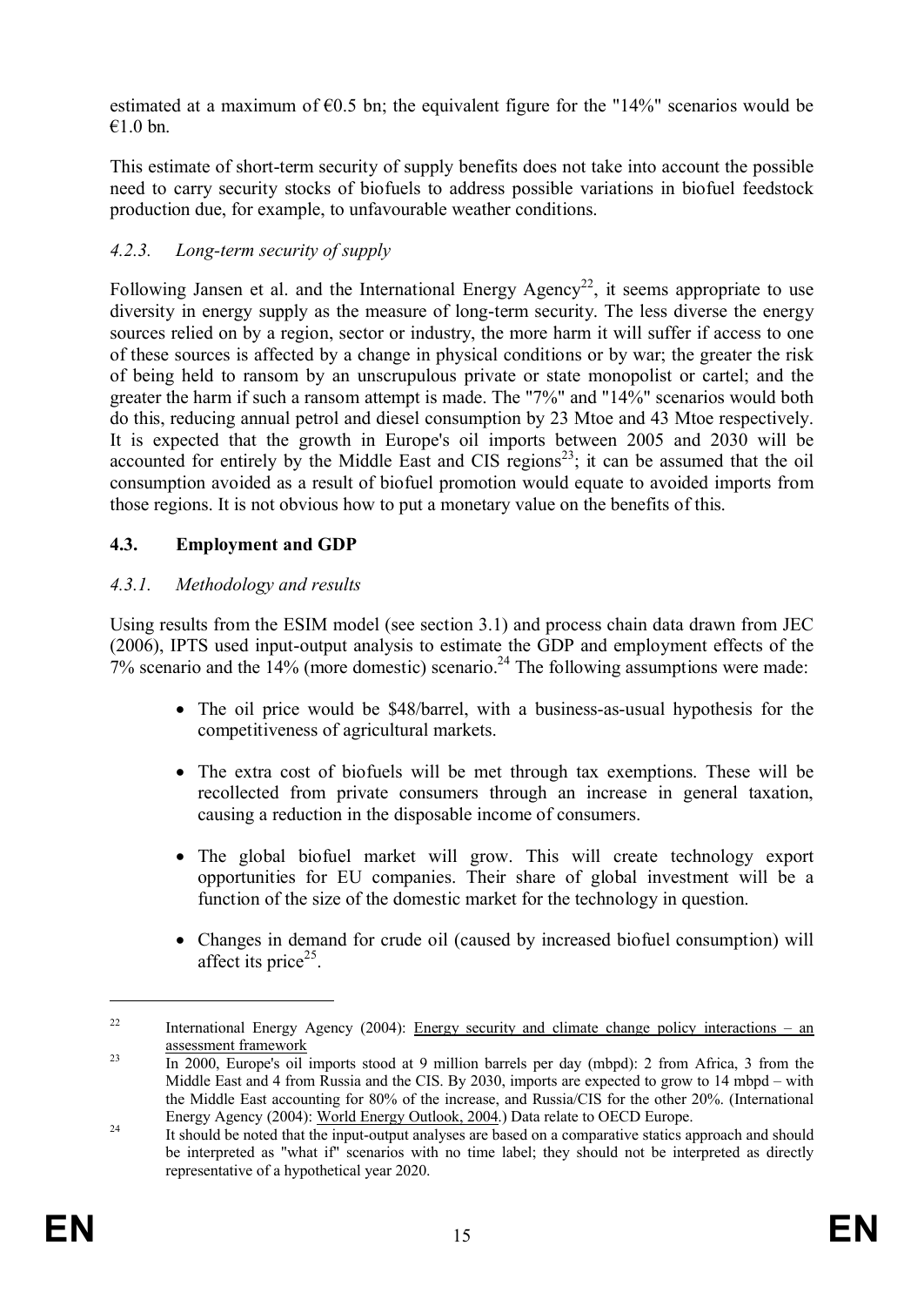estimated at a maximum of €0.5 bn; the equivalent figure for the "14%" scenarios would be €1.0 bn.

This estimate of short-term security of supply benefits does not take into account the possible need to carry security stocks of biofuels to address possible variations in biofuel feedstock production due, for example, to unfavourable weather conditions.

### *4.2.3. Long-term security of supply*

Following Jansen et al. and the International Energy Agency[22], it seems appropriate to use diversity in energy supply as the measure of long-term security. The less diverse the energy sources relied on by a region, sector or industry, the more harm it will suffer if access to one of these sources is affected by a change in physical conditions or by war; the greater the risk of being held to ransom by an unscrupulous private or state monopolist or cartel; and the greater the harm if such a ransom attempt is made. The "7%" and "14%" scenarios would both do this, reducing annual petrol and diesel consumption by 23 Mtoe and 43 Mtoe respectively. It is expected that the growth in Europe's oil imports between 2005 and 2030 will be accounted for entirely by the Middle East and CIS regions[23]; it can be assumed that the oil consumption avoided as a result of biofuel promotion would equate to avoided imports from those regions. It is not obvious how to put a monetary value on the benefits of this.

## **4.3. Employment and GDP**

### *4.3.1. Methodology and results*

Using results from the ESIM model (see section 3.1) and process chain data drawn from JEC (2006), IPTS used input-output analysis to estimate the GDP and employment effects of the 7% scenario and the 14% (more domestic) scenario.[24] The following assumptions were made:

- The oil price would be \$48/barrel, with a business-as-usual hypothesis for the competitiveness of agricultural markets.
- The extra cost of biofuels will be met through tax exemptions. These will be recollected from private consumers through an increase in general taxation, causing a reduction in the disposable income of consumers.
- The global biofuel market will grow. This will create technology export opportunities for EU companies. Their share of global investment will be a function of the size of the domestic market for the technology in question.
- Changes in demand for crude oil (caused by increased biofuel consumption) will affect its price[25].

---

[22] International Energy Agency (2004): Energy security and climate change policy interactions – an assessment framework

[23] In 2000, Europe's oil imports stood at 9 million barrels per day (mbpd): 2 from Africa, 3 from the Middle East and 4 from Russia and the CIS. By 2030, imports are expected to grow to 14 mbpd – with the Middle East accounting for 80% of the increase, and Russia/CIS for the other 20%. (International Energy Agency (2004): World Energy Outlook, 2004.) Data relate to OECD Europe.

[24] It should be noted that the input-output analyses are based on a comparative statics approach and should be interpreted as "what if" scenarios with no time label; they should not be interpreted as directly representative of a hypothetical year 2020.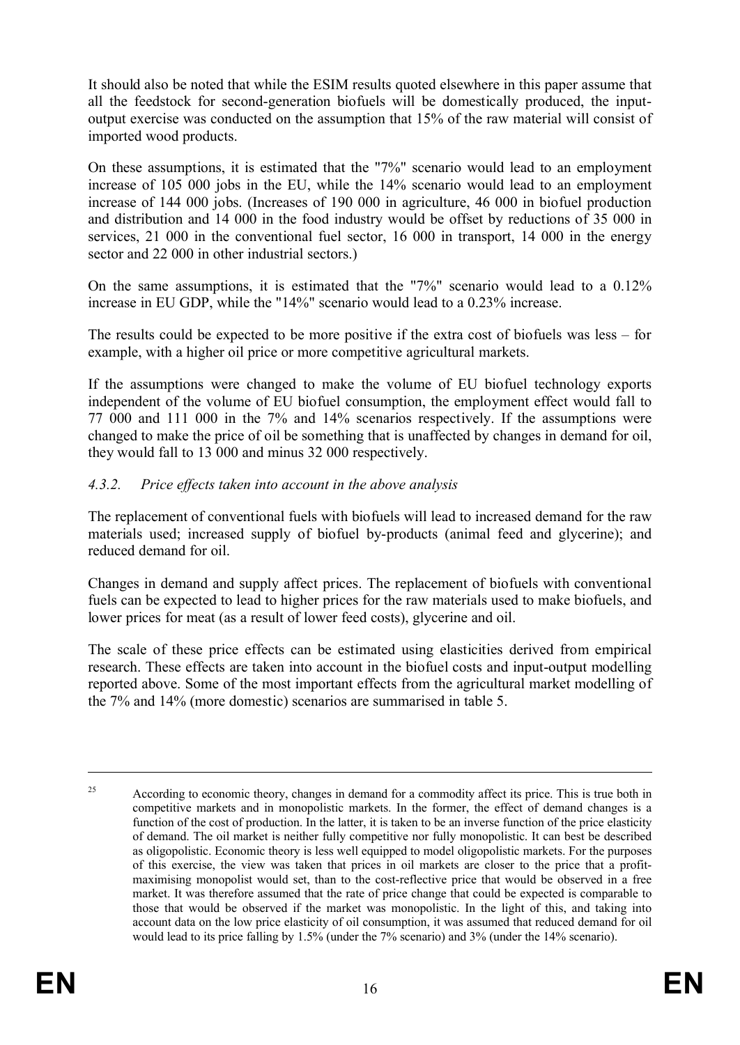It should also be noted that while the ESIM results quoted elsewhere in this paper assume that all the feedstock for second-generation biofuels will be domestically produced, the input-output exercise was conducted on the assumption that 15% of the raw material will consist of imported wood products.

On these assumptions, it is estimated that the "7%" scenario would lead to an employment increase of 105 000 jobs in the EU, while the 14% scenario would lead to an employment increase of 144 000 jobs. (Increases of 190 000 in agriculture, 46 000 in biofuel production and distribution and 14 000 in the food industry would be offset by reductions of 35 000 in services, 21 000 in the conventional fuel sector, 16 000 in transport, 14 000 in the energy sector and 22 000 in other industrial sectors.)

On the same assumptions, it is estimated that the "7%" scenario would lead to a 0.12% increase in EU GDP, while the "14%" scenario would lead to a 0.23% increase.

The results could be expected to be more positive if the extra cost of biofuels was less – for example, with a higher oil price or more competitive agricultural markets.

If the assumptions were changed to make the volume of EU biofuel technology exports independent of the volume of EU biofuel consumption, the employment effect would fall to 77 000 and 111 000 in the 7% and 14% scenarios respectively. If the assumptions were changed to make the price of oil be something that is unaffected by changes in demand for oil, they would fall to 13 000 and minus 32 000 respectively.

### *4.3.2. Price effects taken into account in the above analysis*

The replacement of conventional fuels with biofuels will lead to increased demand for the raw materials used; increased supply of biofuel by-products (animal feed and glycerine); and reduced demand for oil.

Changes in demand and supply affect prices. The replacement of biofuels with conventional fuels can be expected to lead to higher prices for the raw materials used to make biofuels, and lower prices for meat (as a result of lower feed costs), glycerine and oil.

The scale of these price effects can be estimated using elasticities derived from empirical research. These effects are taken into account in the biofuel costs and input-output modelling reported above. Some of the most important effects from the agricultural market modelling of the 7% and 14% (more domestic) scenarios are summarised in table 5.

---

[25] According to economic theory, changes in demand for a commodity affect its price. This is true both in competitive markets and in monopolistic markets. In the former, the effect of demand changes is a function of the cost of production. In the latter, it is taken to be an inverse function of the price elasticity of demand. The oil market is neither fully competitive nor fully monopolistic. It can best be described as oligopolistic. Economic theory is less well equipped to model oligopolistic markets. For the purposes of this exercise, the view was taken that prices in oil markets are closer to the price that a profit-maximising monopolist would set, than to the cost-reflective price that would be observed in a free market. It was therefore assumed that the rate of price change that could be expected is comparable to those that would be observed if the market was monopolistic. In the light of this, and taking into account data on the low price elasticity of oil consumption, it was assumed that reduced demand for oil would lead to its price falling by 1.5% (under the 7% scenario) and 3% (under the 14% scenario).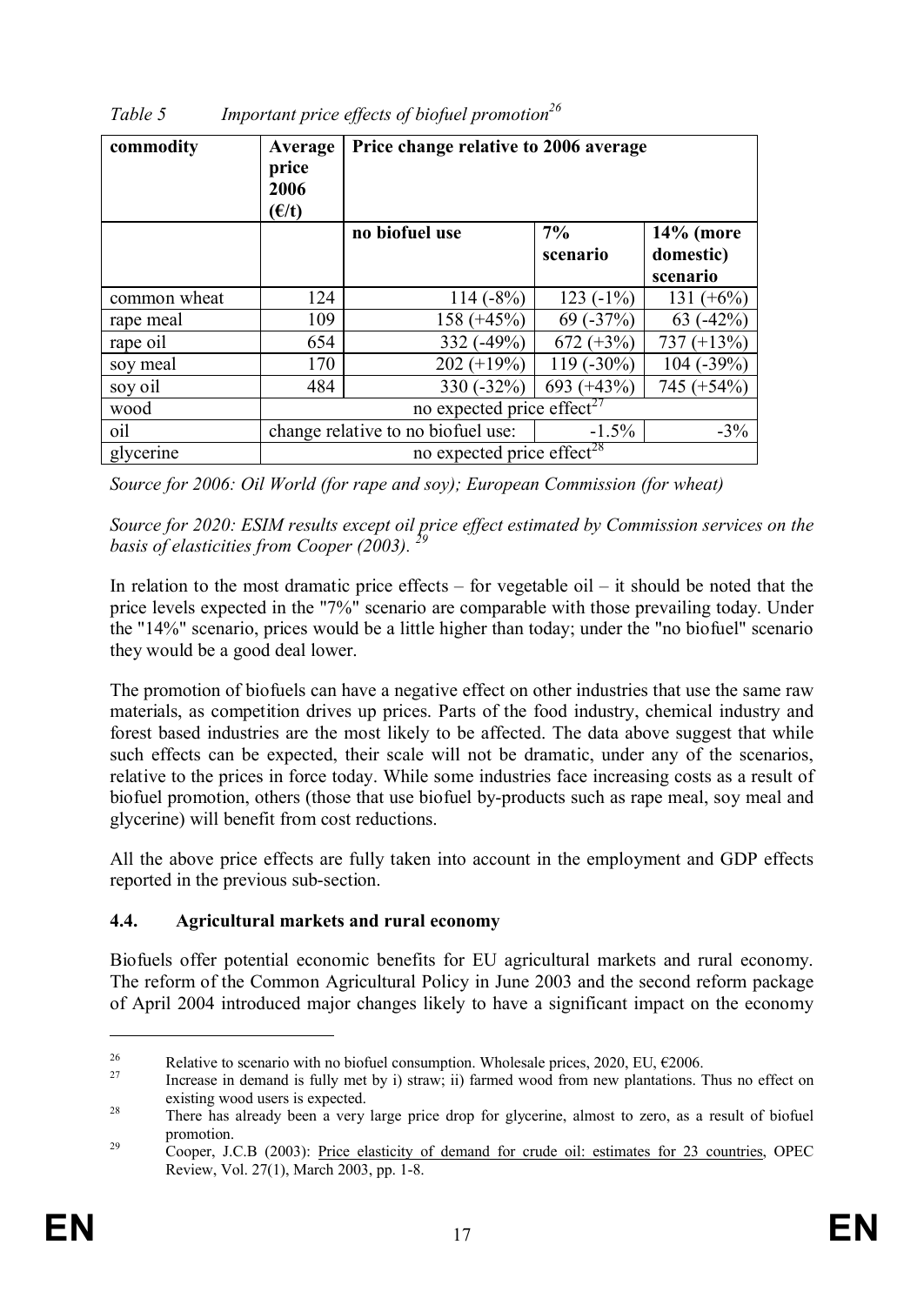*Table 5 Important price effects of biofuel promotion*[26]

| commodity | Average price 2006 (€/t) | Price change relative to 2006 average | | |
|---|---|---|---|---|
| | | **no biofuel use** | **7% scenario** | **14% (more domestic) scenario** |
| common wheat | 124 | 114 (-8%) | 123 (-1%) | 131 (+6%) |
| rape meal | 109 | 158 (+45%) | 69 (-37%) | 63 (-42%) |
| rape oil | 654 | 332 (-49%) | 672 (+3%) | 737 (+13%) |
| soy meal | 170 | 202 (+19%) | 119 (-30%) | 104 (-39%) |
| soy oil | 484 | 330 (-32%) | 693 (+43%) | 745 (+54%) |
| wood | no expected price effect[27] | | | |
| oil | change relative to no biofuel use: | | -1.5% | -3% |
| glycerine | no expected price effect[28] | | | |

*Source for 2006: Oil World (for rape and soy); European Commission (for wheat)*

*Source for 2020: ESIM results except oil price effect estimated by Commission services on the basis of elasticities from Cooper (2003).* [29]

In relation to the most dramatic price effects – for vegetable oil – it should be noted that the price levels expected in the "7%" scenario are comparable with those prevailing today. Under the "14%" scenario, prices would be a little higher than today; under the "no biofuel" scenario they would be a good deal lower.

The promotion of biofuels can have a negative effect on other industries that use the same raw materials, as competition drives up prices. Parts of the food industry, chemical industry and forest based industries are the most likely to be affected. The data above suggest that while such effects can be expected, their scale will not be dramatic, under any of the scenarios, relative to the prices in force today. While some industries face increasing costs as a result of biofuel promotion, others (those that use biofuel by-products such as rape meal, soy meal and glycerine) will benefit from cost reductions.

All the above price effects are fully taken into account in the employment and GDP effects reported in the previous sub-section.

### 4.4. Agricultural markets and rural economy

Biofuels offer potential economic benefits for EU agricultural markets and rural economy. The reform of the Common Agricultural Policy in June 2003 and the second reform package of April 2004 introduced major changes likely to have a significant impact on the economy

---

[26] Relative to scenario with no biofuel consumption. Wholesale prices, 2020, EU, €2006.

[27] Increase in demand is fully met by i) straw; ii) farmed wood from new plantations. Thus no effect on existing wood users is expected.

[28] There has already been a very large price drop for glycerine, almost to zero, as a result of biofuel promotion.

[29] Cooper, J.C.B (2003): Price elasticity of demand for crude oil: estimates for 23 countries, OPEC Review, Vol. 27(1), March 2003, pp. 1-8.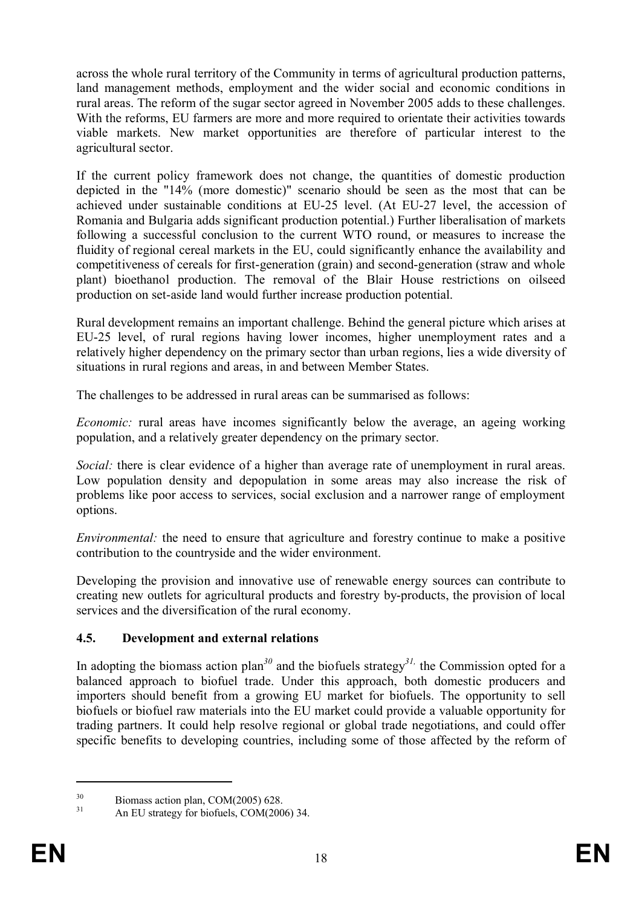across the whole rural territory of the Community in terms of agricultural production patterns, land management methods, employment and the wider social and economic conditions in rural areas. The reform of the sugar sector agreed in November 2005 adds to these challenges. With the reforms, EU farmers are more and more required to orientate their activities towards viable markets. New market opportunities are therefore of particular interest to the agricultural sector.

If the current policy framework does not change, the quantities of domestic production depicted in the "14% (more domestic)" scenario should be seen as the most that can be achieved under sustainable conditions at EU-25 level. (At EU-27 level, the accession of Romania and Bulgaria adds significant production potential.) Further liberalisation of markets following a successful conclusion to the current WTO round, or measures to increase the fluidity of regional cereal markets in the EU, could significantly enhance the availability and competitiveness of cereals for first-generation (grain) and second-generation (straw and whole plant) bioethanol production. The removal of the Blair House restrictions on oilseed production on set-aside land would further increase production potential.

Rural development remains an important challenge. Behind the general picture which arises at EU-25 level, of rural regions having lower incomes, higher unemployment rates and a relatively higher dependency on the primary sector than urban regions, lies a wide diversity of situations in rural regions and areas, in and between Member States.

The challenges to be addressed in rural areas can be summarised as follows:

*Economic:* rural areas have incomes significantly below the average, an ageing working population, and a relatively greater dependency on the primary sector.

*Social:* there is clear evidence of a higher than average rate of unemployment in rural areas. Low population density and depopulation in some areas may also increase the risk of problems like poor access to services, social exclusion and a narrower range of employment options.

*Environmental:* the need to ensure that agriculture and forestry continue to make a positive contribution to the countryside and the wider environment.

Developing the provision and innovative use of renewable energy sources can contribute to creating new outlets for agricultural products and forestry by-products, the provision of local services and the diversification of the rural economy.

### 4.5. Development and external relations

In adopting the biomass action plan[30] and the biofuels strategy[31,] the Commission opted for a balanced approach to biofuel trade. Under this approach, both domestic producers and importers should benefit from a growing EU market for biofuels. The opportunity to sell biofuels or biofuel raw materials into the EU market could provide a valuable opportunity for trading partners. It could help resolve regional or global trade negotiations, and could offer specific benefits to developing countries, including some of those affected by the reform of

---

[30] Biomass action plan, COM(2005) 628.

[31] An EU strategy for biofuels, COM(2006) 34.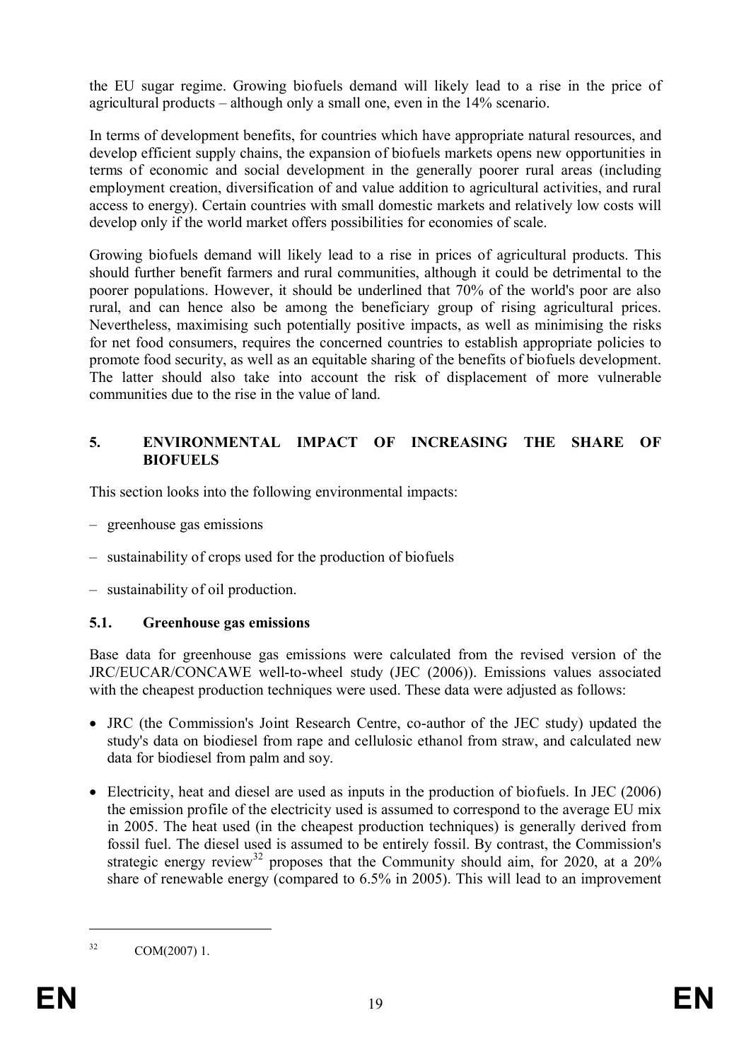the EU sugar regime. Growing biofuels demand will likely lead to a rise in the price of agricultural products – although only a small one, even in the 14% scenario.

In terms of development benefits, for countries which have appropriate natural resources, and develop efficient supply chains, the expansion of biofuels markets opens new opportunities in terms of economic and social development in the generally poorer rural areas (including employment creation, diversification of and value addition to agricultural activities, and rural access to energy). Certain countries with small domestic markets and relatively low costs will develop only if the world market offers possibilities for economies of scale.

Growing biofuels demand will likely lead to a rise in prices of agricultural products. This should further benefit farmers and rural communities, although it could be detrimental to the poorer populations. However, it should be underlined that 70% of the world's poor are also rural, and can hence also be among the beneficiary group of rising agricultural prices. Nevertheless, maximising such potentially positive impacts, as well as minimising the risks for net food consumers, requires the concerned countries to establish appropriate policies to promote food security, as well as an equitable sharing of the benefits of biofuels development. The latter should also take into account the risk of displacement of more vulnerable communities due to the rise in the value of land.

## 5. ENVIRONMENTAL IMPACT OF INCREASING THE SHARE OF BIOFUELS

This section looks into the following environmental impacts:

– greenhouse gas emissions

– sustainability of crops used for the production of biofuels

– sustainability of oil production.

### 5.1. Greenhouse gas emissions

Base data for greenhouse gas emissions were calculated from the revised version of the JRC/EUCAR/CONCAWE well-to-wheel study (JEC (2006)). Emissions values associated with the cheapest production techniques were used. These data were adjusted as follows:

- JRC (the Commission's Joint Research Centre, co-author of the JEC study) updated the study's data on biodiesel from rape and cellulosic ethanol from straw, and calculated new data for biodiesel from palm and soy.
- Electricity, heat and diesel are used as inputs in the production of biofuels. In JEC (2006) the emission profile of the electricity used is assumed to correspond to the average EU mix in 2005. The heat used (in the cheapest production techniques) is generally derived from fossil fuel. The diesel used is assumed to be entirely fossil. By contrast, the Commission's strategic energy review[32] proposes that the Community should aim, for 2020, at a 20% share of renewable energy (compared to 6.5% in 2005). This will lead to an improvement

[32] COM(2007) 1.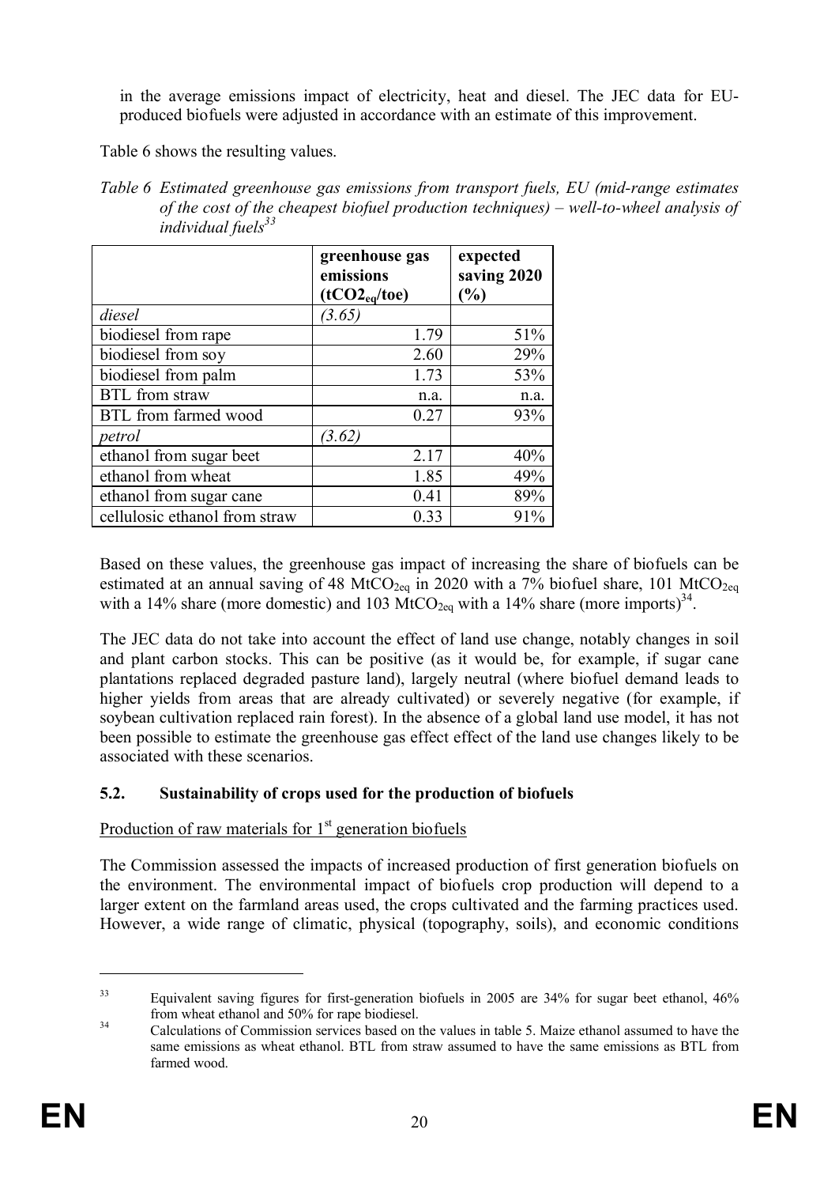in the average emissions impact of electricity, heat and diesel. The JEC data for EU-produced biofuels were adjusted in accordance with an estimate of this improvement.

Table 6 shows the resulting values.

*Table 6 Estimated greenhouse gas emissions from transport fuels, EU (mid-range estimates of the cost of the cheapest biofuel production techniques) – well-to-wheel analysis of individual fuels*[33]

| | **greenhouse gas emissions ($tCO_{2eq}$/toe)** | **expected saving 2020 (%)** |
|---|---|---|
| *diesel* | *(3.65)* | |
| biodiesel from rape | 1.79 | 51% |
| biodiesel from soy | 2.60 | 29% |
| biodiesel from palm | 1.73 | 53% |
| BTL from straw | n.a. | n.a. |
| BTL from farmed wood | 0.27 | 93% |
| *petrol* | *(3.62)* | |
| ethanol from sugar beet | 2.17 | 40% |
| ethanol from wheat | 1.85 | 49% |
| ethanol from sugar cane | 0.41 | 89% |
| cellulosic ethanol from straw | 0.33 | 91% |

Based on these values, the greenhouse gas impact of increasing the share of biofuels can be estimated at an annual saving of 48 $MtCO_{2eq}$ in 2020 with a 7% biofuel share, 101 $MtCO_{2eq}$ with a 14% share (more domestic) and 103 $MtCO_{2eq}$ with a 14% share (more imports)[34].

The JEC data do not take into account the effect of land use change, notably changes in soil and plant carbon stocks. This can be positive (as it would be, for example, if sugar cane plantations replaced degraded pasture land), largely neutral (where biofuel demand leads to higher yields from areas that are already cultivated) or severely negative (for example, if soybean cultivation replaced rain forest). In the absence of a global land use model, it has not been possible to estimate the greenhouse gas effect effect of the land use changes likely to be associated with these scenarios.

## 5.2. Sustainability of crops used for the production of biofuels

Production of raw materials for 1st generation biofuels

The Commission assessed the impacts of increased production of first generation biofuels on the environment. The environmental impact of biofuels crop production will depend to a larger extent on the farmland areas used, the crops cultivated and the farming practices used. However, a wide range of climatic, physical (topography, soils), and economic conditions

---

[33] Equivalent saving figures for first-generation biofuels in 2005 are 34% for sugar beet ethanol, 46% from wheat ethanol and 50% for rape biodiesel.

[34] Calculations of Commission services based on the values in table 5. Maize ethanol assumed to have the same emissions as wheat ethanol. BTL from straw assumed to have the same emissions as BTL from farmed wood.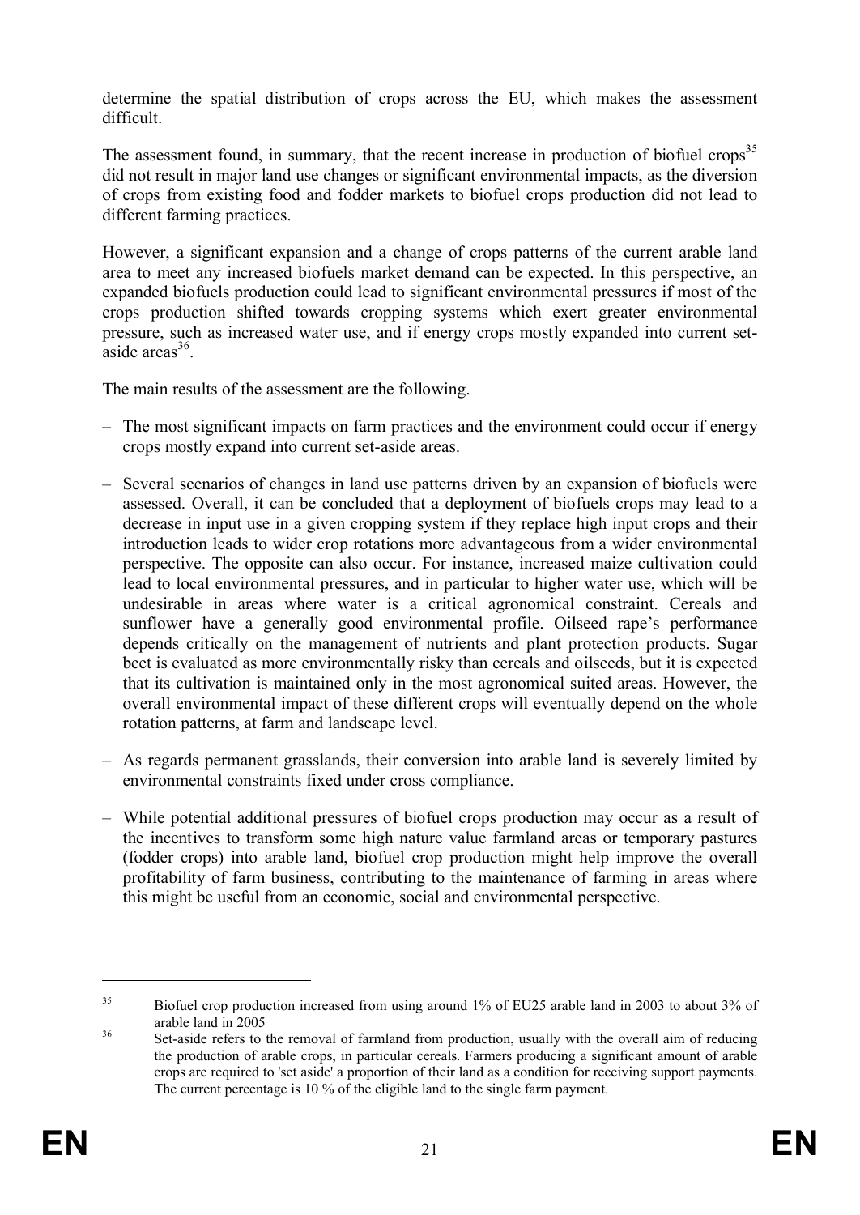determine the spatial distribution of crops across the EU, which makes the assessment difficult.

The assessment found, in summary, that the recent increase in production of biofuel crops[35] did not result in major land use changes or significant environmental impacts, as the diversion of crops from existing food and fodder markets to biofuel crops production did not lead to different farming practices.

However, a significant expansion and a change of crops patterns of the current arable land area to meet any increased biofuels market demand can be expected. In this perspective, an expanded biofuels production could lead to significant environmental pressures if most of the crops production shifted towards cropping systems which exert greater environmental pressure, such as increased water use, and if energy crops mostly expanded into current set-aside areas[36].

The main results of the assessment are the following.

– The most significant impacts on farm practices and the environment could occur if energy crops mostly expand into current set-aside areas.

– Several scenarios of changes in land use patterns driven by an expansion of biofuels were assessed. Overall, it can be concluded that a deployment of biofuels crops may lead to a decrease in input use in a given cropping system if they replace high input crops and their introduction leads to wider crop rotations more advantageous from a wider environmental perspective. The opposite can also occur. For instance, increased maize cultivation could lead to local environmental pressures, and in particular to higher water use, which will be undesirable in areas where water is a critical agronomical constraint. Cereals and sunflower have a generally good environmental profile. Oilseed rape's performance depends critically on the management of nutrients and plant protection products. Sugar beet is evaluated as more environmentally risky than cereals and oilseeds, but it is expected that its cultivation is maintained only in the most agronomical suited areas. However, the overall environmental impact of these different crops will eventually depend on the whole rotation patterns, at farm and landscape level.

– As regards permanent grasslands, their conversion into arable land is severely limited by environmental constraints fixed under cross compliance.

– While potential additional pressures of biofuel crops production may occur as a result of the incentives to transform some high nature value farmland areas or temporary pastures (fodder crops) into arable land, biofuel crop production might help improve the overall profitability of farm business, contributing to the maintenance of farming in areas where this might be useful from an economic, social and environmental perspective.

[35] Biofuel crop production increased from using around 1% of EU25 arable land in 2003 to about 3% of arable land in 2005

[36] Set-aside refers to the removal of farmland from production, usually with the overall aim of reducing the production of arable crops, in particular cereals. Farmers producing a significant amount of arable crops are required to 'set aside' a proportion of their land as a condition for receiving support payments. The current percentage is 10 % of the eligible land to the single farm payment.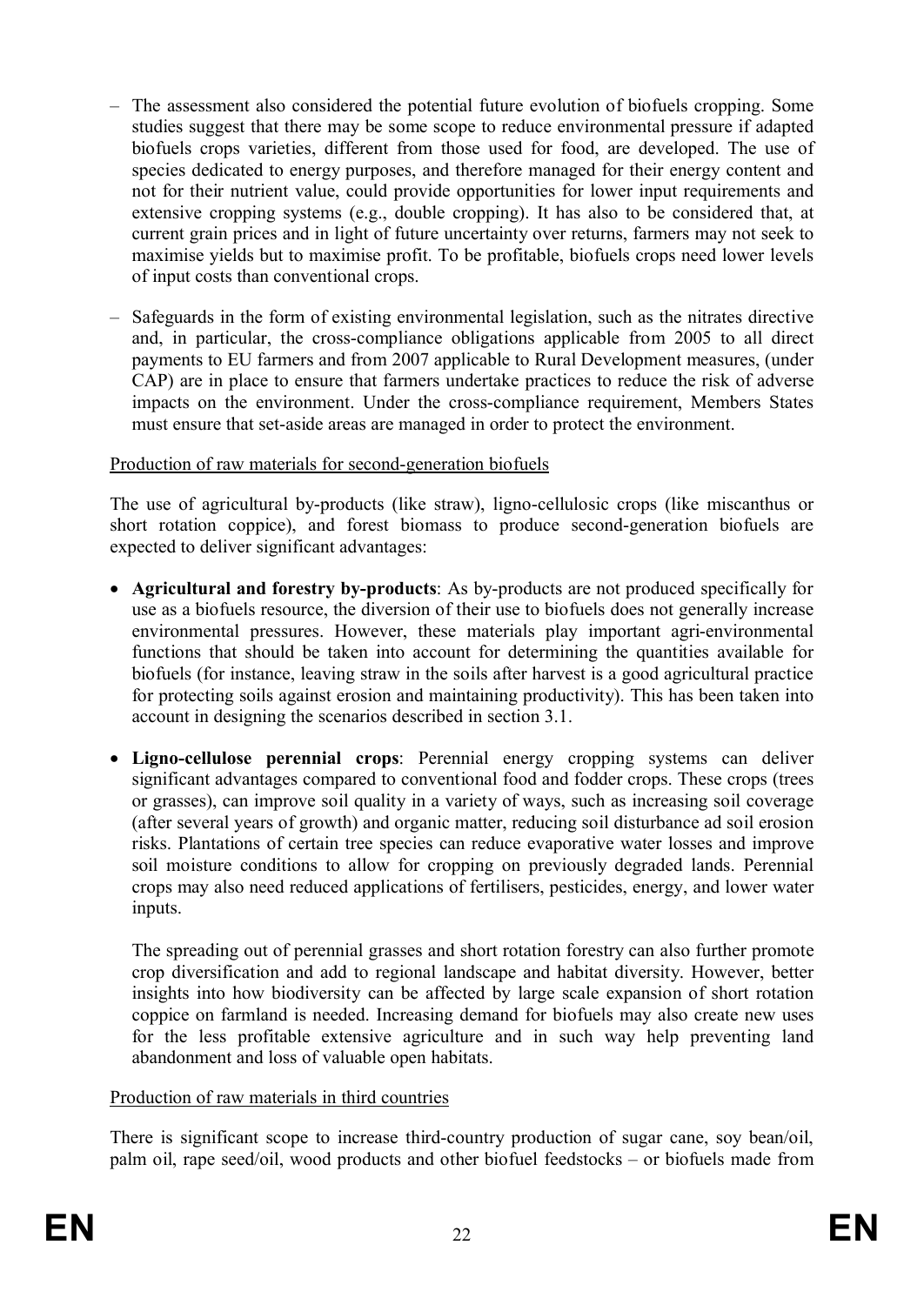– The assessment also considered the potential future evolution of biofuels cropping. Some studies suggest that there may be some scope to reduce environmental pressure if adapted biofuels crops varieties, different from those used for food, are developed. The use of species dedicated to energy purposes, and therefore managed for their energy content and not for their nutrient value, could provide opportunities for lower input requirements and extensive cropping systems (e.g., double cropping). It has also to be considered that, at current grain prices and in light of future uncertainty over returns, farmers may not seek to maximise yields but to maximise profit. To be profitable, biofuels crops need lower levels of input costs than conventional crops.

– Safeguards in the form of existing environmental legislation, such as the nitrates directive and, in particular, the cross-compliance obligations applicable from 2005 to all direct payments to EU farmers and from 2007 applicable to Rural Development measures, (under CAP) are in place to ensure that farmers undertake practices to reduce the risk of adverse impacts on the environment. Under the cross-compliance requirement, Members States must ensure that set-aside areas are managed in order to protect the environment.

Production of raw materials for second-generation biofuels

The use of agricultural by-products (like straw), ligno-cellulosic crops (like miscanthus or short rotation coppice), and forest biomass to produce second-generation biofuels are expected to deliver significant advantages:

- **Agricultural and forestry by-products**: As by-products are not produced specifically for use as a biofuels resource, the diversion of their use to biofuels does not generally increase environmental pressures. However, these materials play important agri-environmental functions that should be taken into account for determining the quantities available for biofuels (for instance, leaving straw in the soils after harvest is a good agricultural practice for protecting soils against erosion and maintaining productivity). This has been taken into account in designing the scenarios described in section 3.1.

- **Ligno-cellulose perennial crops**: Perennial energy cropping systems can deliver significant advantages compared to conventional food and fodder crops. These crops (trees or grasses), can improve soil quality in a variety of ways, such as increasing soil coverage (after several years of growth) and organic matter, reducing soil disturbance ad soil erosion risks. Plantations of certain tree species can reduce evaporative water losses and improve soil moisture conditions to allow for cropping on previously degraded lands. Perennial crops may also need reduced applications of fertilisers, pesticides, energy, and lower water inputs.

  The spreading out of perennial grasses and short rotation forestry can also further promote crop diversification and add to regional landscape and habitat diversity. However, better insights into how biodiversity can be affected by large scale expansion of short rotation coppice on farmland is needed. Increasing demand for biofuels may also create new uses for the less profitable extensive agriculture and in such way help preventing land abandonment and loss of valuable open habitats.

Production of raw materials in third countries

There is significant scope to increase third-country production of sugar cane, soy bean/oil, palm oil, rape seed/oil, wood products and other biofuel feedstocks – or biofuels made from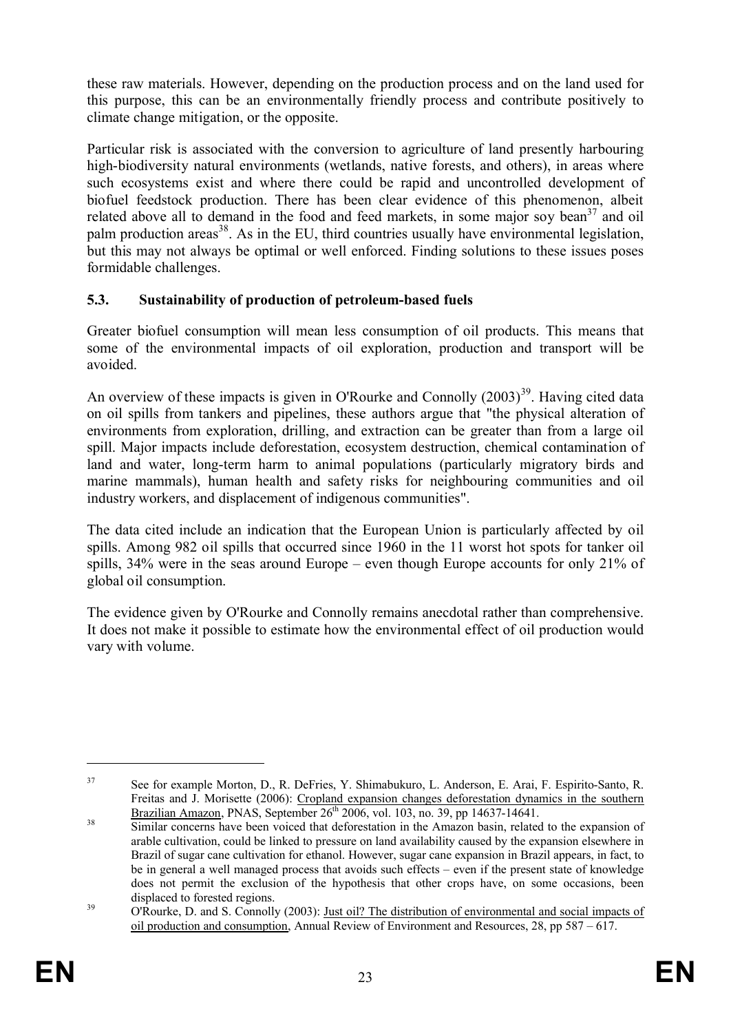these raw materials. However, depending on the production process and on the land used for this purpose, this can be an environmentally friendly process and contribute positively to climate change mitigation, or the opposite.

Particular risk is associated with the conversion to agriculture of land presently harbouring high-biodiversity natural environments (wetlands, native forests, and others), in areas where such ecosystems exist and where there could be rapid and uncontrolled development of biofuel feedstock production. There has been clear evidence of this phenomenon, albeit related above all to demand in the food and feed markets, in some major soy bean[37] and oil palm production areas[38]. As in the EU, third countries usually have environmental legislation, but this may not always be optimal or well enforced. Finding solutions to these issues poses formidable challenges.

### 5.3. Sustainability of production of petroleum-based fuels

Greater biofuel consumption will mean less consumption of oil products. This means that some of the environmental impacts of oil exploration, production and transport will be avoided.

An overview of these impacts is given in O'Rourke and Connolly (2003)[39]. Having cited data on oil spills from tankers and pipelines, these authors argue that "the physical alteration of environments from exploration, drilling, and extraction can be greater than from a large oil spill. Major impacts include deforestation, ecosystem destruction, chemical contamination of land and water, long-term harm to animal populations (particularly migratory birds and marine mammals), human health and safety risks for neighbouring communities and oil industry workers, and displacement of indigenous communities".

The data cited include an indication that the European Union is particularly affected by oil spills. Among 982 oil spills that occurred since 1960 in the 11 worst hot spots for tanker oil spills, 34% were in the seas around Europe – even though Europe accounts for only 21% of global oil consumption.

The evidence given by O'Rourke and Connolly remains anecdotal rather than comprehensive. It does not make it possible to estimate how the environmental effect of oil production would vary with volume.

---

[37] See for example Morton, D., R. DeFries, Y. Shimabukuro, L. Anderson, E. Arai, F. Espirito-Santo, R. Freitas and J. Morisette (2006): Cropland expansion changes deforestation dynamics in the southern Brazilian Amazon, PNAS, September 26th 2006, vol. 103, no. 39, pp 14637-14641.

[38] Similar concerns have been voiced that deforestation in the Amazon basin, related to the expansion of arable cultivation, could be linked to pressure on land availability caused by the expansion elsewhere in Brazil of sugar cane cultivation for ethanol. However, sugar cane expansion in Brazil appears, in fact, to be in general a well managed process that avoids such effects – even if the present state of knowledge does not permit the exclusion of the hypothesis that other crops have, on some occasions, been displaced to forested regions.

[39] O'Rourke, D. and S. Connolly (2003): Just oil? The distribution of environmental and social impacts of oil production and consumption, Annual Review of Environment and Resources, 28, pp 587 – 617.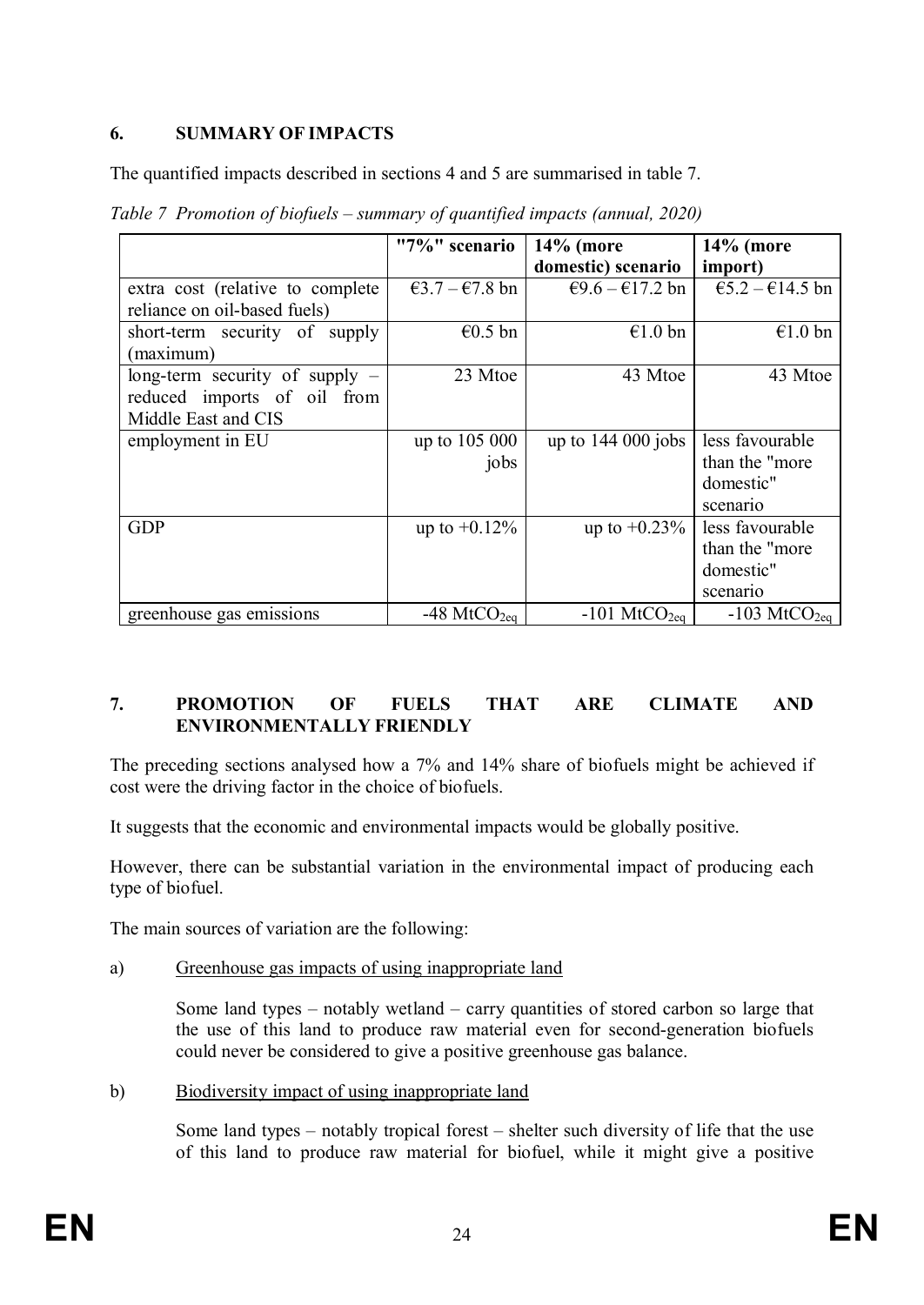## 6. SUMMARY OF IMPACTS

The quantified impacts described in sections 4 and 5 are summarised in table 7.

*Table 7 Promotion of biofuels – summary of quantified impacts (annual, 2020)*

| | **"7%" scenario** | **14% (more domestic) scenario** | **14% (more import)** |
|---|---|---|---|
| extra cost (relative to complete reliance on oil-based fuels) | €3.7 – €7.8 bn | €9.6 – €17.2 bn | €5.2 – €14.5 bn |
| short-term security of supply (maximum) | €0.5 bn | €1.0 bn | €1.0 bn |
| long-term security of supply – reduced imports of oil from Middle East and CIS | 23 Mtoe | 43 Mtoe | 43 Mtoe |
| employment in EU | up to 105 000 jobs | up to 144 000 jobs | less favourable than the "more domestic" scenario |
| GDP | up to +0.12% | up to +0.23% | less favourable than the "more domestic" scenario |
| greenhouse gas emissions | -48 $MtCO_{2eq}$ | -101 $MtCO_{2eq}$ | -103 $MtCO_{2eq}$ |

## 7. PROMOTION OF FUELS THAT ARE CLIMATE AND ENVIRONMENTALLY FRIENDLY

The preceding sections analysed how a 7% and 14% share of biofuels might be achieved if cost were the driving factor in the choice of biofuels.

It suggests that the economic and environmental impacts would be globally positive.

However, there can be substantial variation in the environmental impact of producing each type of biofuel.

The main sources of variation are the following:

a) Greenhouse gas impacts of using inappropriate land

Some land types – notably wetland – carry quantities of stored carbon so large that the use of this land to produce raw material even for second-generation biofuels could never be considered to give a positive greenhouse gas balance.

b) Biodiversity impact of using inappropriate land

Some land types – notably tropical forest – shelter such diversity of life that the use of this land to produce raw material for biofuel, while it might give a positive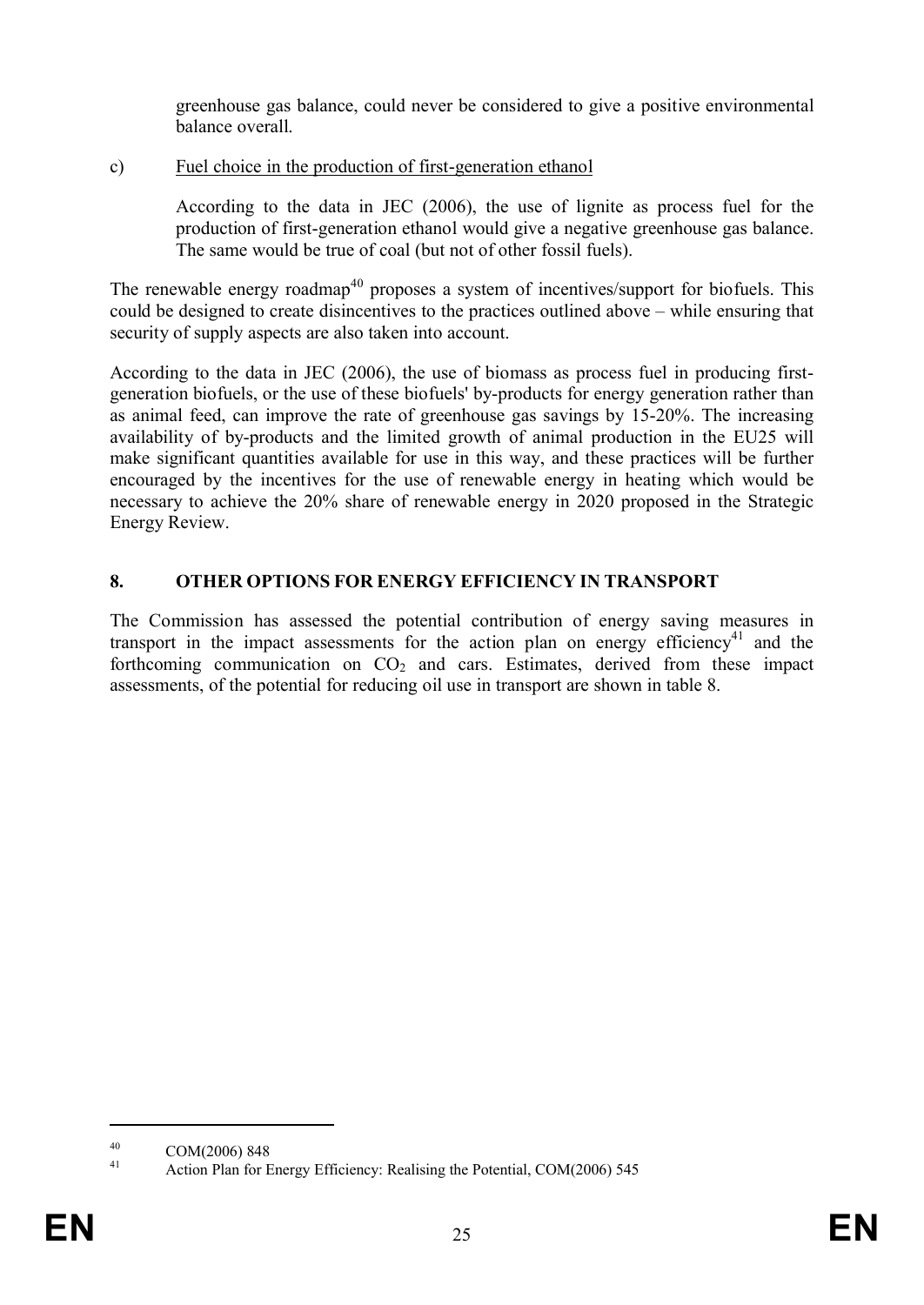greenhouse gas balance, could never be considered to give a positive environmental balance overall.

c) Fuel choice in the production of first-generation ethanol

According to the data in JEC (2006), the use of lignite as process fuel for the production of first-generation ethanol would give a negative greenhouse gas balance. The same would be true of coal (but not of other fossil fuels).

The renewable energy roadmap[40] proposes a system of incentives/support for biofuels. This could be designed to create disincentives to the practices outlined above – while ensuring that security of supply aspects are also taken into account.

According to the data in JEC (2006), the use of biomass as process fuel in producing first-generation biofuels, or the use of these biofuels' by-products for energy generation rather than as animal feed, can improve the rate of greenhouse gas savings by 15-20%. The increasing availability of by-products and the limited growth of animal production in the EU25 will make significant quantities available for use in this way, and these practices will be further encouraged by the incentives for the use of renewable energy in heating which would be necessary to achieve the 20% share of renewable energy in 2020 proposed in the Strategic Energy Review.

## 8. OTHER OPTIONS FOR ENERGY EFFICIENCY IN TRANSPORT

The Commission has assessed the potential contribution of energy saving measures in transport in the impact assessments for the action plan on energy efficiency[41] and the forthcoming communication on $CO_2$ and cars. Estimates, derived from these impact assessments, of the potential for reducing oil use in transport are shown in table 8.

---

[40] COM(2006) 848

[41] Action Plan for Energy Efficiency: Realising the Potential, COM(2006) 545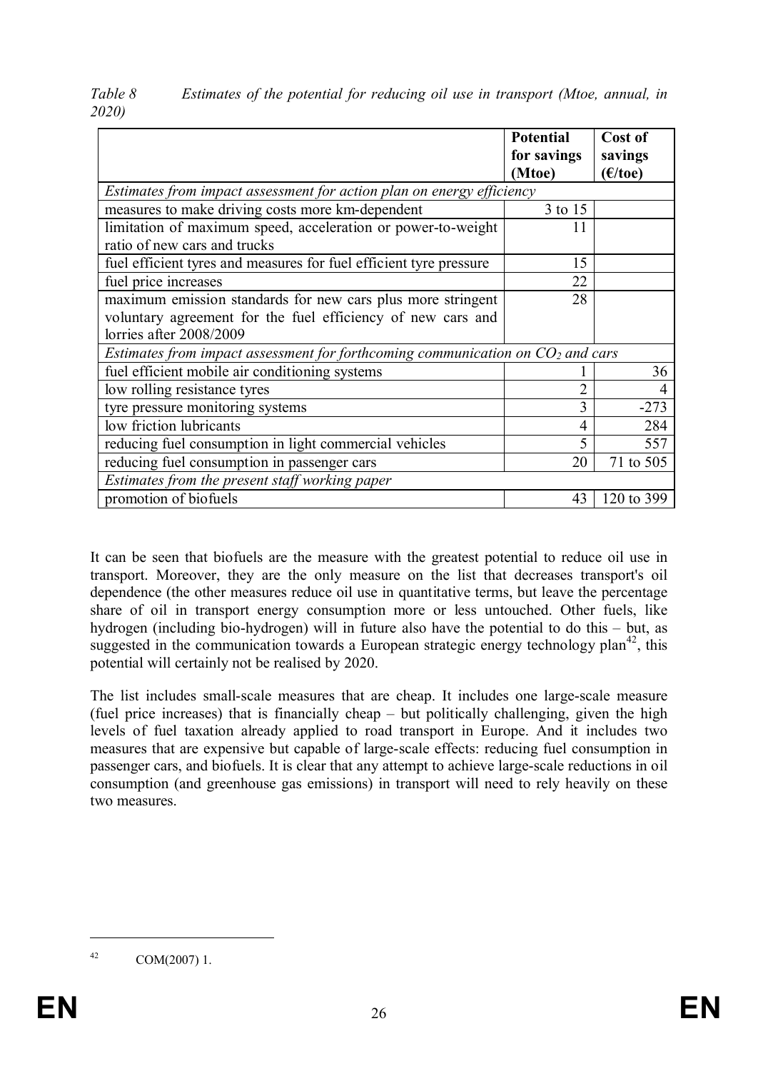*Table 8 Estimates of the potential for reducing oil use in transport (Mtoe, annual, in 2020)*

| | **Potential for savings (Mtoe)** | **Cost of savings (€/toe)** |
|---|---|---|
| *Estimates from impact assessment for action plan on energy efficiency* | | |
| measures to make driving costs more km-dependent | 3 to 15 | |
| limitation of maximum speed, acceleration or power-to-weight ratio of new cars and trucks | 11 | |
| fuel efficient tyres and measures for fuel efficient tyre pressure | 15 | |
| fuel price increases | 22 | |
| maximum emission standards for new cars plus more stringent voluntary agreement for the fuel efficiency of new cars and lorries after 2008/2009 | 28 | |
| *Estimates from impact assessment for forthcoming communication on $CO_2$ and cars* | | |
| fuel efficient mobile air conditioning systems | 1 | 36 |
| low rolling resistance tyres | 2 | 4 |
| tyre pressure monitoring systems | 3 | -273 |
| low friction lubricants | 4 | 284 |
| reducing fuel consumption in light commercial vehicles | 5 | 557 |
| reducing fuel consumption in passenger cars | 20 | 71 to 505 |
| *Estimates from the present staff working paper* | | |
| promotion of biofuels | 43 | 120 to 399 |

It can be seen that biofuels are the measure with the greatest potential to reduce oil use in transport. Moreover, they are the only measure on the list that decreases transport's oil dependence (the other measures reduce oil use in quantitative terms, but leave the percentage share of oil in transport energy consumption more or less untouched. Other fuels, like hydrogen (including bio-hydrogen) will in future also have the potential to do this – but, as suggested in the communication towards a European strategic energy technology plan[42], this potential will certainly not be realised by 2020.

The list includes small-scale measures that are cheap. It includes one large-scale measure (fuel price increases) that is financially cheap – but politically challenging, given the high levels of fuel taxation already applied to road transport in Europe. And it includes two measures that are expensive but capable of large-scale effects: reducing fuel consumption in passenger cars, and biofuels. It is clear that any attempt to achieve large-scale reductions in oil consumption (and greenhouse gas emissions) in transport will need to rely heavily on these two measures.

[42] COM(2007) 1.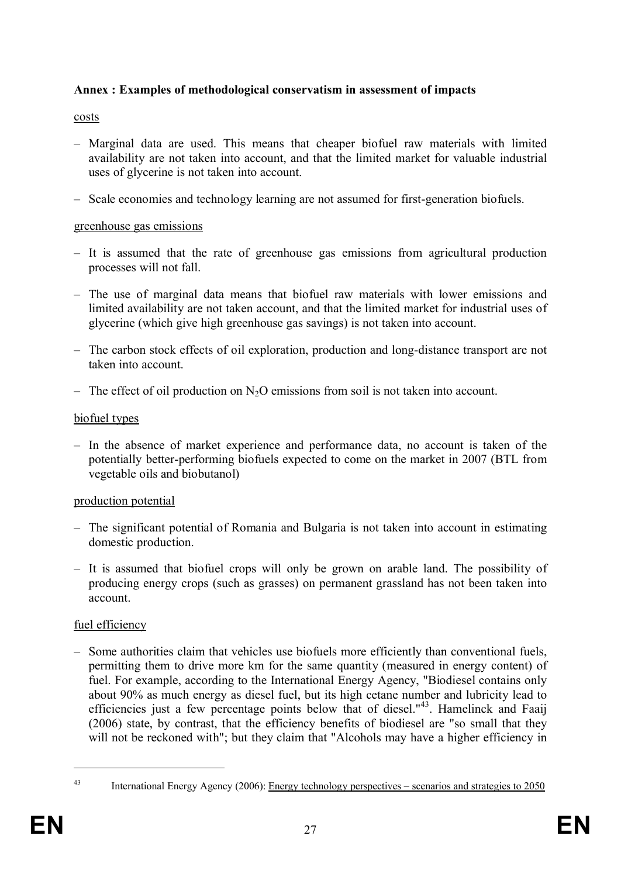**Annex : Examples of methodological conservatism in assessment of impacts**

costs

- Marginal data are used. This means that cheaper biofuel raw materials with limited availability are not taken into account, and that the limited market for valuable industrial uses of glycerine is not taken into account.
- Scale economies and technology learning are not assumed for first-generation biofuels.

greenhouse gas emissions

- It is assumed that the rate of greenhouse gas emissions from agricultural production processes will not fall.
- The use of marginal data means that biofuel raw materials with lower emissions and limited availability are not taken account, and that the limited market for industrial uses of glycerine (which give high greenhouse gas savings) is not taken into account.
- The carbon stock effects of oil exploration, production and long-distance transport are not taken into account.
- The effect of oil production on $N_2O$ emissions from soil is not taken into account.

biofuel types

- In the absence of market experience and performance data, no account is taken of the potentially better-performing biofuels expected to come on the market in 2007 (BTL from vegetable oils and biobutanol)

production potential

- The significant potential of Romania and Bulgaria is not taken into account in estimating domestic production.
- It is assumed that biofuel crops will only be grown on arable land. The possibility of producing energy crops (such as grasses) on permanent grassland has not been taken into account.

fuel efficiency

- Some authorities claim that vehicles use biofuels more efficiently than conventional fuels, permitting them to drive more km for the same quantity (measured in energy content) of fuel. For example, according to the International Energy Agency, "Biodiesel contains only about 90% as much energy as diesel fuel, but its high cetane number and lubricity lead to efficiencies just a few percentage points below that of diesel."[43]. Hamelinck and Faaij (2006) state, by contrast, that the efficiency benefits of biodiesel are "so small that they will not be reckoned with"; but they claim that "Alcohols may have a higher efficiency in

[43] International Energy Agency (2006): Energy technology perspectives – scenarios and strategies to 2050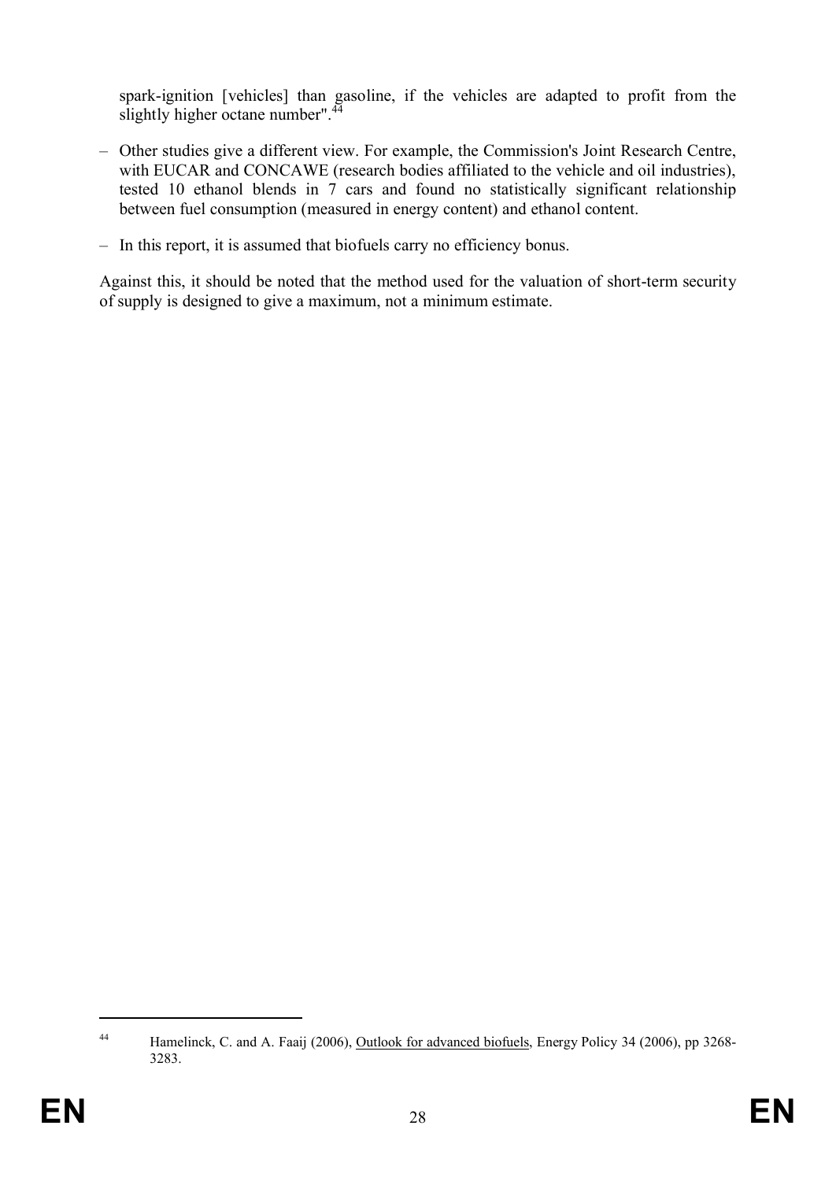spark-ignition [vehicles] than gasoline, if the vehicles are adapted to profit from the slightly higher octane number".[44]

- Other studies give a different view. For example, the Commission's Joint Research Centre, with EUCAR and CONCAWE (research bodies affiliated to the vehicle and oil industries), tested 10 ethanol blends in 7 cars and found no statistically significant relationship between fuel consumption (measured in energy content) and ethanol content.

- In this report, it is assumed that biofuels carry no efficiency bonus.

Against this, it should be noted that the method used for the valuation of short-term security of supply is designed to give a maximum, not a minimum estimate.

---

[44] Hamelinck, C. and A. Faaij (2006), Outlook for advanced biofuels, Energy Policy 34 (2006), pp 3268-3283.